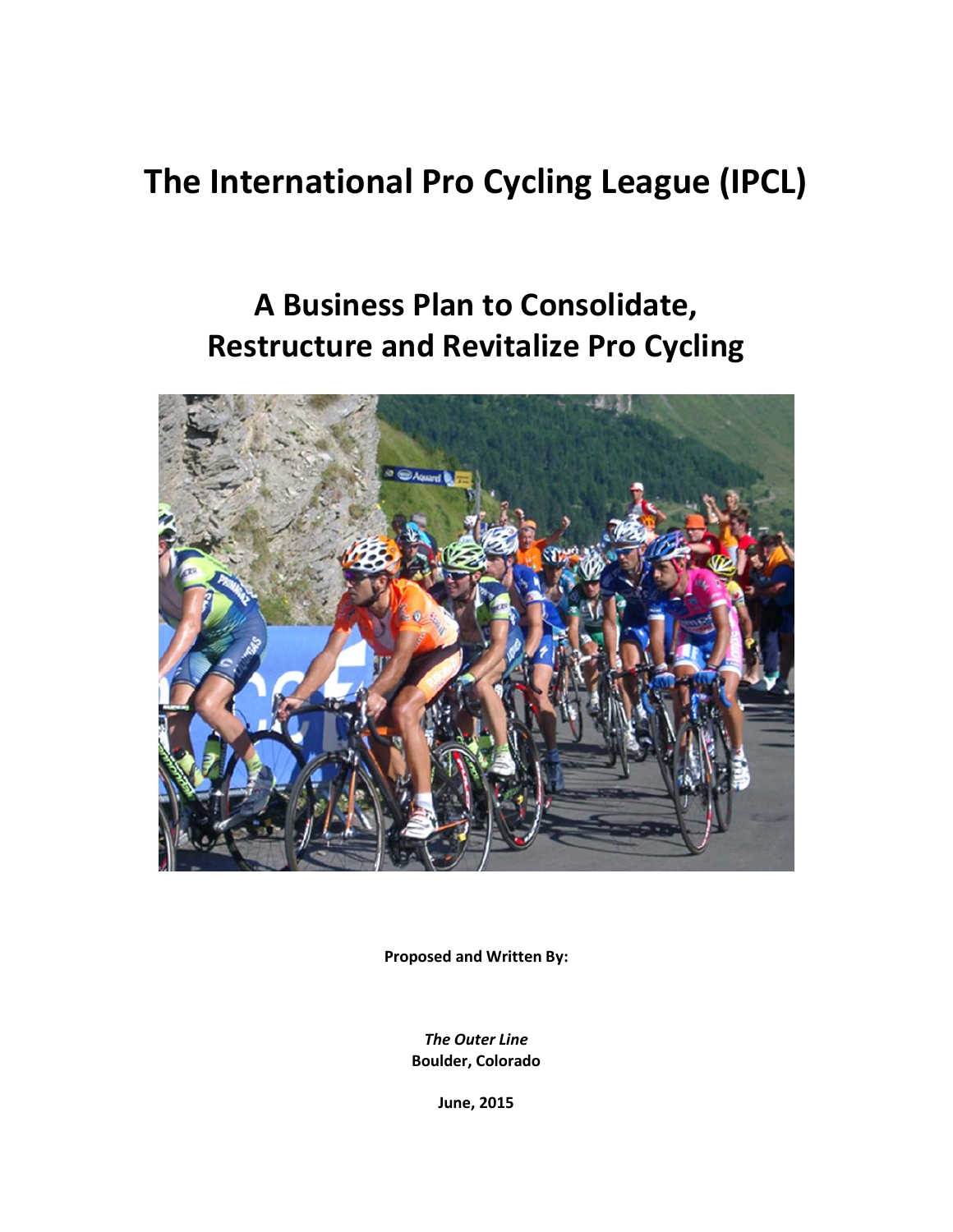# The International Pro Cycling League (IPCL)

## A Business Plan to Consolidate, Restructure and Revitalize Pro Cycling

**Proposed and Written By:**

***The Outer Line***
**Boulder, Colorado**

**June, 2015**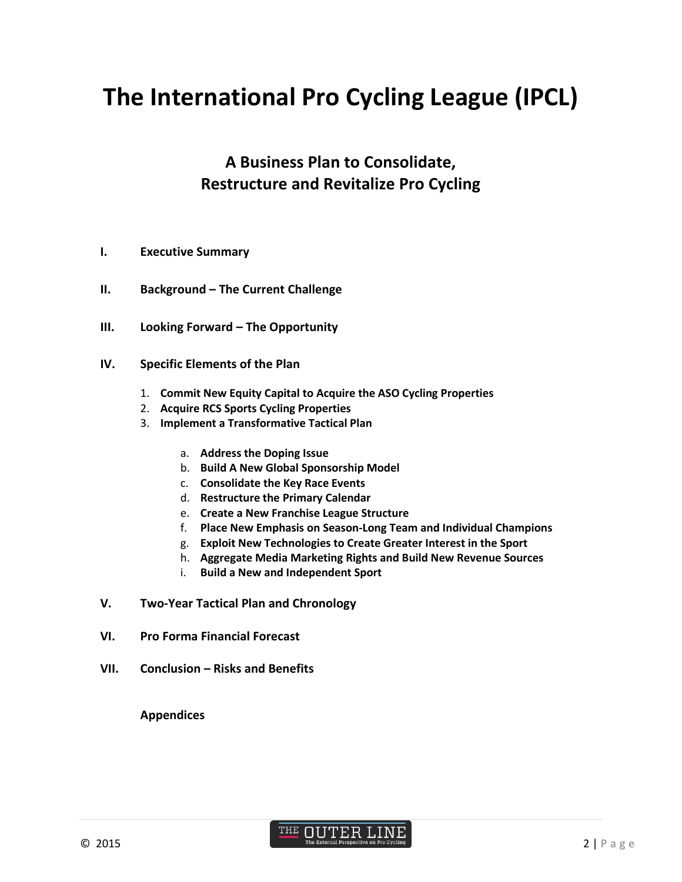# The International Pro Cycling League (IPCL)

## A Business Plan to Consolidate, Restructure and Revitalize Pro Cycling

- **I. Executive Summary**
- **II. Background – The Current Challenge**
- **III. Looking Forward – The Opportunity**
- **IV. Specific Elements of the Plan**
  1. **Commit New Equity Capital to Acquire the ASO Cycling Properties**
  2. **Acquire RCS Sports Cycling Properties**
  3. **Implement a Transformative Tactical Plan**
     - a. **Address the Doping Issue**
     - b. **Build A New Global Sponsorship Model**
     - c. **Consolidate the Key Race Events**
     - d. **Restructure the Primary Calendar**
     - e. **Create a New Franchise League Structure**
     - f. **Place New Emphasis on Season-Long Team and Individual Champions**
     - g. **Exploit New Technologies to Create Greater Interest in the Sport**
     - h. **Aggregate Media Marketing Rights and Build New Revenue Sources**
     - i. **Build a New and Independent Sport**
- **V. Two-Year Tactical Plan and Chronology**
- **VI. Pro Forma Financial Forecast**
- **VII. Conclusion – Risks and Benefits**

**Appendices**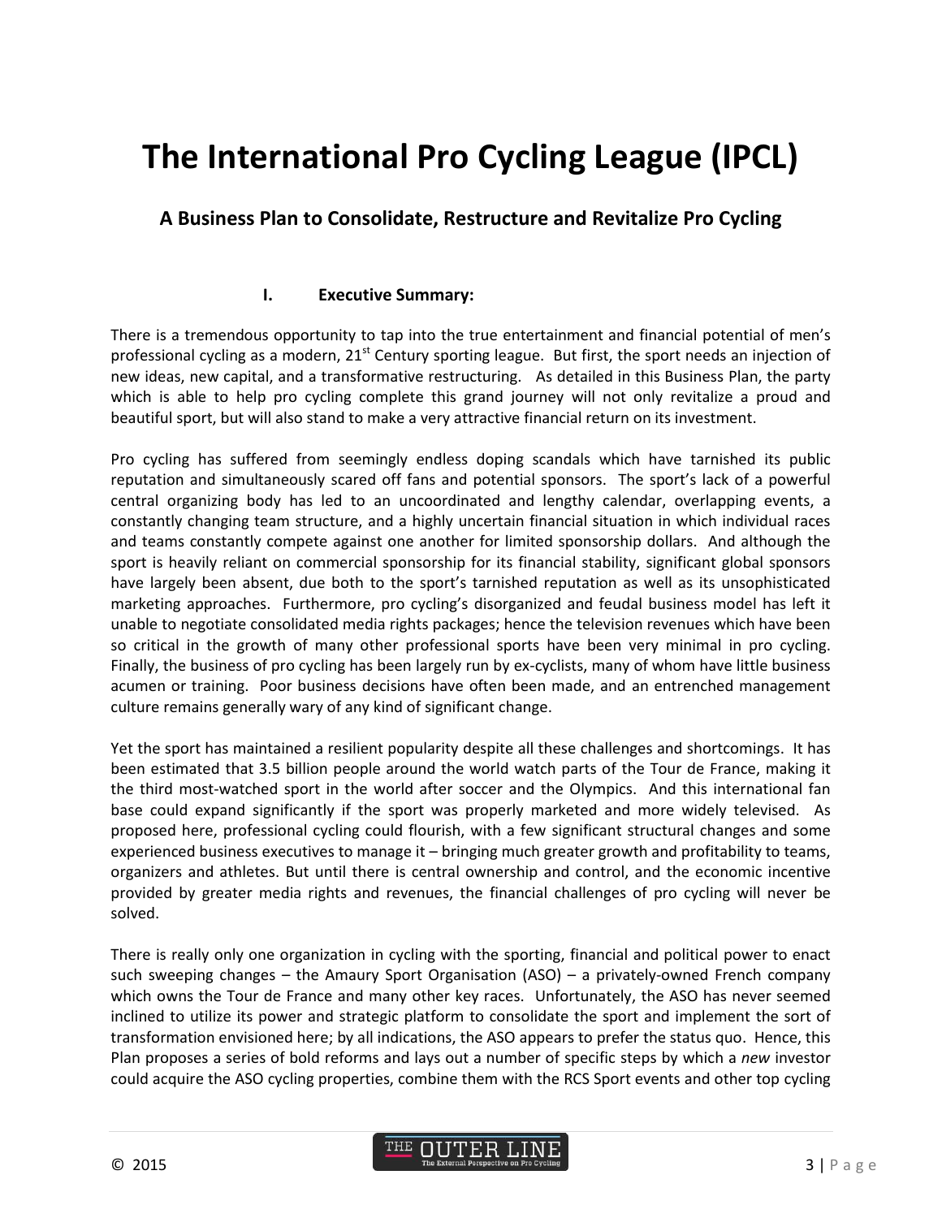# The International Pro Cycling League (IPCL)

## A Business Plan to Consolidate, Restructure and Revitalize Pro Cycling

### I. Executive Summary:

There is a tremendous opportunity to tap into the true entertainment and financial potential of men's professional cycling as a modern, 21st Century sporting league. But first, the sport needs an injection of new ideas, new capital, and a transformative restructuring. As detailed in this Business Plan, the party which is able to help pro cycling complete this grand journey will not only revitalize a proud and beautiful sport, but will also stand to make a very attractive financial return on its investment.

Pro cycling has suffered from seemingly endless doping scandals which have tarnished its public reputation and simultaneously scared off fans and potential sponsors. The sport's lack of a powerful central organizing body has led to an uncoordinated and lengthy calendar, overlapping events, a constantly changing team structure, and a highly uncertain financial situation in which individual races and teams constantly compete against one another for limited sponsorship dollars. And although the sport is heavily reliant on commercial sponsorship for its financial stability, significant global sponsors have largely been absent, due both to the sport's tarnished reputation as well as its unsophisticated marketing approaches. Furthermore, pro cycling's disorganized and feudal business model has left it unable to negotiate consolidated media rights packages; hence the television revenues which have been so critical in the growth of many other professional sports have been very minimal in pro cycling. Finally, the business of pro cycling has been largely run by ex-cyclists, many of whom have little business acumen or training. Poor business decisions have often been made, and an entrenched management culture remains generally wary of any kind of significant change.

Yet the sport has maintained a resilient popularity despite all these challenges and shortcomings. It has been estimated that 3.5 billion people around the world watch parts of the Tour de France, making it the third most-watched sport in the world after soccer and the Olympics. And this international fan base could expand significantly if the sport was properly marketed and more widely televised. As proposed here, professional cycling could flourish, with a few significant structural changes and some experienced business executives to manage it – bringing much greater growth and profitability to teams, organizers and athletes. But until there is central ownership and control, and the economic incentive provided by greater media rights and revenues, the financial challenges of pro cycling will never be solved.

There is really only one organization in cycling with the sporting, financial and political power to enact such sweeping changes – the Amaury Sport Organisation (ASO) – a privately-owned French company which owns the Tour de France and many other key races. Unfortunately, the ASO has never seemed inclined to utilize its power and strategic platform to consolidate the sport and implement the sort of transformation envisioned here; by all indications, the ASO appears to prefer the status quo. Hence, this Plan proposes a series of bold reforms and lays out a number of specific steps by which a *new* investor could acquire the ASO cycling properties, combine them with the RCS Sport events and other top cycling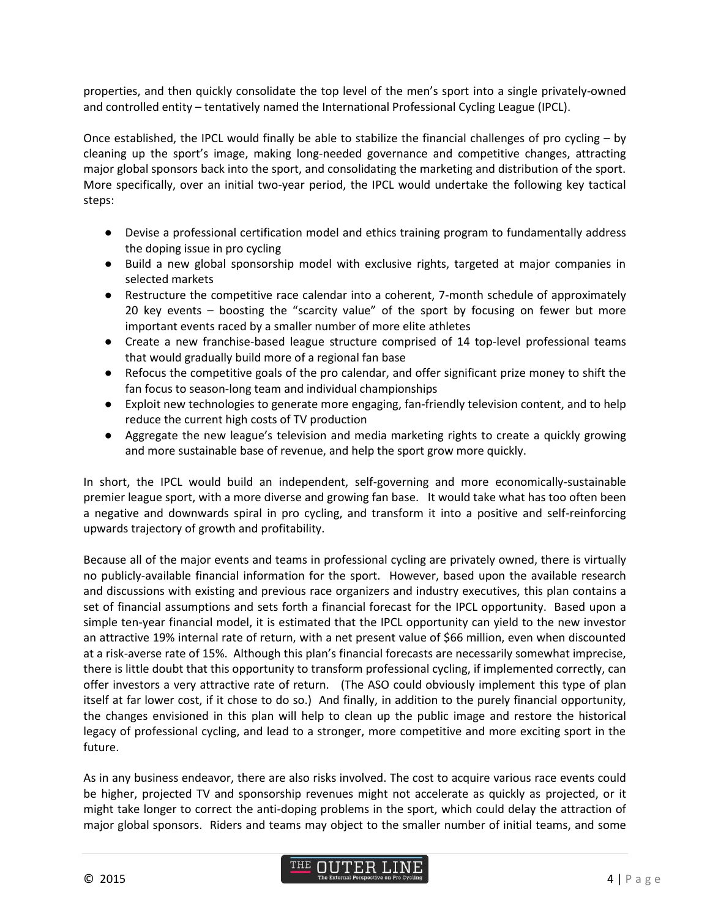properties, and then quickly consolidate the top level of the men's sport into a single privately-owned and controlled entity – tentatively named the International Professional Cycling League (IPCL).

Once established, the IPCL would finally be able to stabilize the financial challenges of pro cycling – by cleaning up the sport's image, making long-needed governance and competitive changes, attracting major global sponsors back into the sport, and consolidating the marketing and distribution of the sport. More specifically, over an initial two-year period, the IPCL would undertake the following key tactical steps:

- Devise a professional certification model and ethics training program to fundamentally address the doping issue in pro cycling
- Build a new global sponsorship model with exclusive rights, targeted at major companies in selected markets
- Restructure the competitive race calendar into a coherent, 7-month schedule of approximately 20 key events – boosting the "scarcity value" of the sport by focusing on fewer but more important events raced by a smaller number of more elite athletes
- Create a new franchise-based league structure comprised of 14 top-level professional teams that would gradually build more of a regional fan base
- Refocus the competitive goals of the pro calendar, and offer significant prize money to shift the fan focus to season-long team and individual championships
- Exploit new technologies to generate more engaging, fan-friendly television content, and to help reduce the current high costs of TV production
- Aggregate the new league's television and media marketing rights to create a quickly growing and more sustainable base of revenue, and help the sport grow more quickly.

In short, the IPCL would build an independent, self-governing and more economically-sustainable premier league sport, with a more diverse and growing fan base. It would take what has too often been a negative and downwards spiral in pro cycling, and transform it into a positive and self-reinforcing upwards trajectory of growth and profitability.

Because all of the major events and teams in professional cycling are privately owned, there is virtually no publicly-available financial information for the sport. However, based upon the available research and discussions with existing and previous race organizers and industry executives, this plan contains a set of financial assumptions and sets forth a financial forecast for the IPCL opportunity. Based upon a simple ten-year financial model, it is estimated that the IPCL opportunity can yield to the new investor an attractive 19% internal rate of return, with a net present value of $66 million, even when discounted at a risk-averse rate of 15%. Although this plan's financial forecasts are necessarily somewhat imprecise, there is little doubt that this opportunity to transform professional cycling, if implemented correctly, can offer investors a very attractive rate of return. (The ASO could obviously implement this type of plan itself at far lower cost, if it chose to do so.) And finally, in addition to the purely financial opportunity, the changes envisioned in this plan will help to clean up the public image and restore the historical legacy of professional cycling, and lead to a stronger, more competitive and more exciting sport in the future.

As in any business endeavor, there are also risks involved. The cost to acquire various race events could be higher, projected TV and sponsorship revenues might not accelerate as quickly as projected, or it might take longer to correct the anti-doping problems in the sport, which could delay the attraction of major global sponsors. Riders and teams may object to the smaller number of initial teams, and some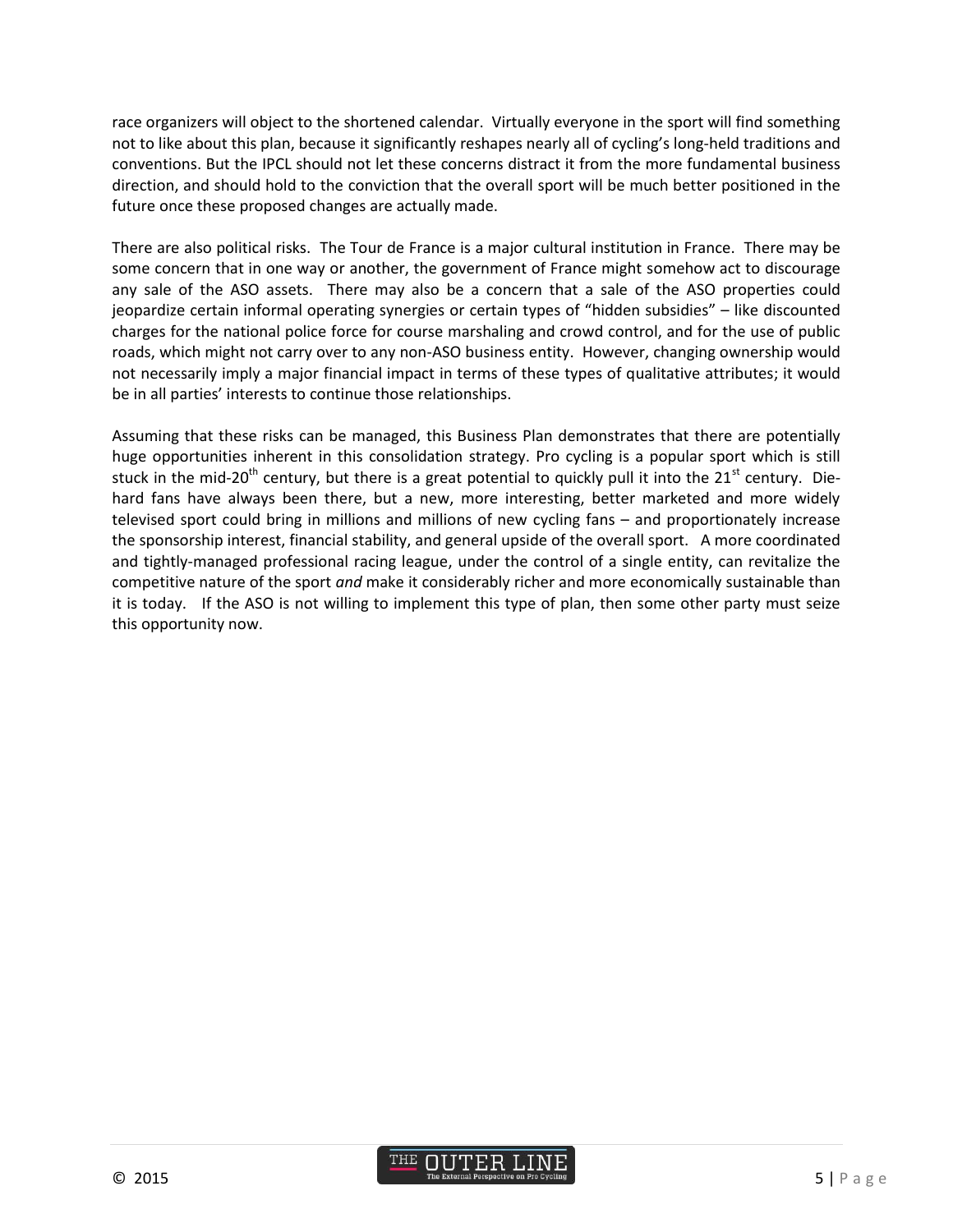race organizers will object to the shortened calendar. Virtually everyone in the sport will find something not to like about this plan, because it significantly reshapes nearly all of cycling's long-held traditions and conventions. But the IPCL should not let these concerns distract it from the more fundamental business direction, and should hold to the conviction that the overall sport will be much better positioned in the future once these proposed changes are actually made.

There are also political risks. The Tour de France is a major cultural institution in France. There may be some concern that in one way or another, the government of France might somehow act to discourage any sale of the ASO assets. There may also be a concern that a sale of the ASO properties could jeopardize certain informal operating synergies or certain types of "hidden subsidies" – like discounted charges for the national police force for course marshaling and crowd control, and for the use of public roads, which might not carry over to any non-ASO business entity. However, changing ownership would not necessarily imply a major financial impact in terms of these types of qualitative attributes; it would be in all parties' interests to continue those relationships.

Assuming that these risks can be managed, this Business Plan demonstrates that there are potentially huge opportunities inherent in this consolidation strategy. Pro cycling is a popular sport which is still stuck in the mid-20th century, but there is a great potential to quickly pull it into the 21st century. Die-hard fans have always been there, but a new, more interesting, better marketed and more widely televised sport could bring in millions and millions of new cycling fans – and proportionately increase the sponsorship interest, financial stability, and general upside of the overall sport. A more coordinated and tightly-managed professional racing league, under the control of a single entity, can revitalize the competitive nature of the sport *and* make it considerably richer and more economically sustainable than it is today. If the ASO is not willing to implement this type of plan, then some other party must seize this opportunity now.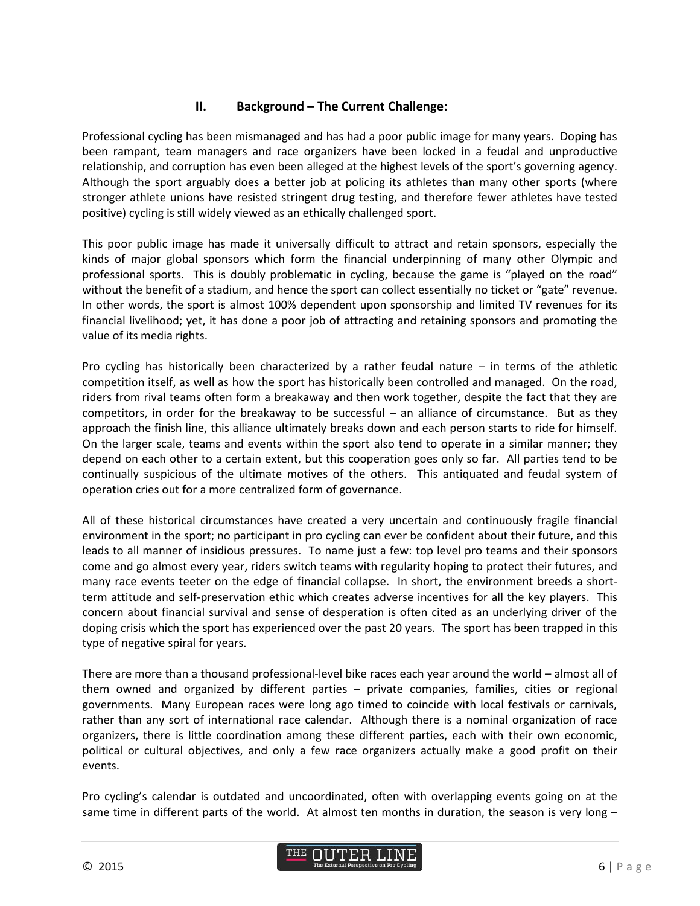## II. Background – The Current Challenge:

Professional cycling has been mismanaged and has had a poor public image for many years. Doping has been rampant, team managers and race organizers have been locked in a feudal and unproductive relationship, and corruption has even been alleged at the highest levels of the sport's governing agency. Although the sport arguably does a better job at policing its athletes than many other sports (where stronger athlete unions have resisted stringent drug testing, and therefore fewer athletes have tested positive) cycling is still widely viewed as an ethically challenged sport.

This poor public image has made it universally difficult to attract and retain sponsors, especially the kinds of major global sponsors which form the financial underpinning of many other Olympic and professional sports. This is doubly problematic in cycling, because the game is "played on the road" without the benefit of a stadium, and hence the sport can collect essentially no ticket or "gate" revenue. In other words, the sport is almost 100% dependent upon sponsorship and limited TV revenues for its financial livelihood; yet, it has done a poor job of attracting and retaining sponsors and promoting the value of its media rights.

Pro cycling has historically been characterized by a rather feudal nature – in terms of the athletic competition itself, as well as how the sport has historically been controlled and managed. On the road, riders from rival teams often form a breakaway and then work together, despite the fact that they are competitors, in order for the breakaway to be successful – an alliance of circumstance. But as they approach the finish line, this alliance ultimately breaks down and each person starts to ride for himself. On the larger scale, teams and events within the sport also tend to operate in a similar manner; they depend on each other to a certain extent, but this cooperation goes only so far. All parties tend to be continually suspicious of the ultimate motives of the others. This antiquated and feudal system of operation cries out for a more centralized form of governance.

All of these historical circumstances have created a very uncertain and continuously fragile financial environment in the sport; no participant in pro cycling can ever be confident about their future, and this leads to all manner of insidious pressures. To name just a few: top level pro teams and their sponsors come and go almost every year, riders switch teams with regularity hoping to protect their futures, and many race events teeter on the edge of financial collapse. In short, the environment breeds a short-term attitude and self-preservation ethic which creates adverse incentives for all the key players. This concern about financial survival and sense of desperation is often cited as an underlying driver of the doping crisis which the sport has experienced over the past 20 years. The sport has been trapped in this type of negative spiral for years.

There are more than a thousand professional-level bike races each year around the world – almost all of them owned and organized by different parties – private companies, families, cities or regional governments. Many European races were long ago timed to coincide with local festivals or carnivals, rather than any sort of international race calendar. Although there is a nominal organization of race organizers, there is little coordination among these different parties, each with their own economic, political or cultural objectives, and only a few race organizers actually make a good profit on their events.

Pro cycling's calendar is outdated and uncoordinated, often with overlapping events going on at the same time in different parts of the world. At almost ten months in duration, the season is very long –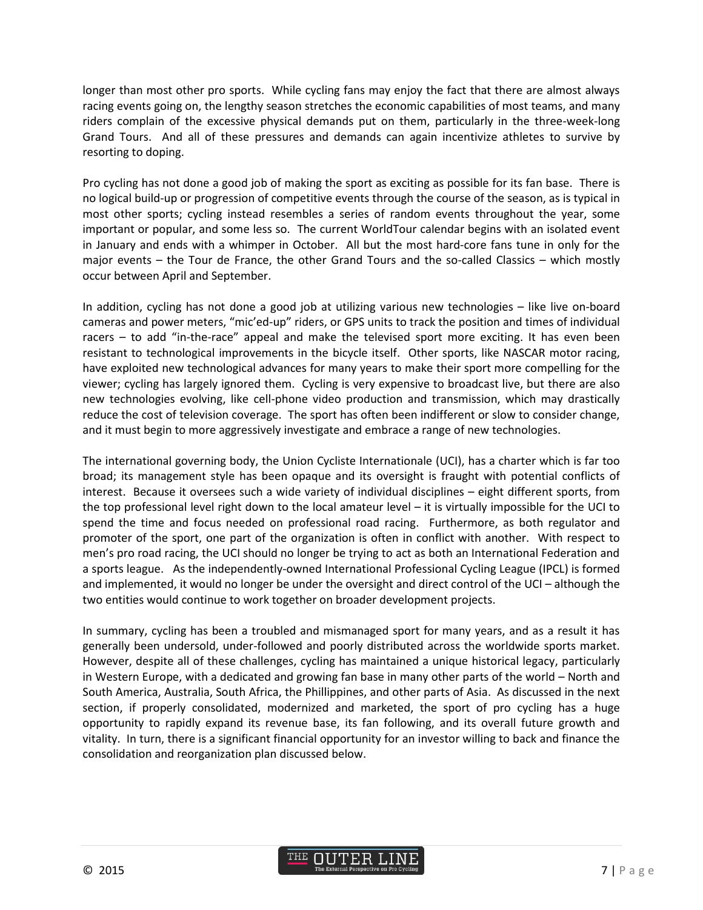longer than most other pro sports. While cycling fans may enjoy the fact that there are almost always racing events going on, the lengthy season stretches the economic capabilities of most teams, and many riders complain of the excessive physical demands put on them, particularly in the three-week-long Grand Tours. And all of these pressures and demands can again incentivize athletes to survive by resorting to doping.

Pro cycling has not done a good job of making the sport as exciting as possible for its fan base. There is no logical build-up or progression of competitive events through the course of the season, as is typical in most other sports; cycling instead resembles a series of random events throughout the year, some important or popular, and some less so. The current WorldTour calendar begins with an isolated event in January and ends with a whimper in October. All but the most hard-core fans tune in only for the major events – the Tour de France, the other Grand Tours and the so-called Classics – which mostly occur between April and September.

In addition, cycling has not done a good job at utilizing various new technologies – like live on-board cameras and power meters, "mic'ed-up" riders, or GPS units to track the position and times of individual racers – to add "in-the-race" appeal and make the televised sport more exciting. It has even been resistant to technological improvements in the bicycle itself. Other sports, like NASCAR motor racing, have exploited new technological advances for many years to make their sport more compelling for the viewer; cycling has largely ignored them. Cycling is very expensive to broadcast live, but there are also new technologies evolving, like cell-phone video production and transmission, which may drastically reduce the cost of television coverage. The sport has often been indifferent or slow to consider change, and it must begin to more aggressively investigate and embrace a range of new technologies.

The international governing body, the Union Cycliste Internationale (UCI), has a charter which is far too broad; its management style has been opaque and its oversight is fraught with potential conflicts of interest. Because it oversees such a wide variety of individual disciplines – eight different sports, from the top professional level right down to the local amateur level – it is virtually impossible for the UCI to spend the time and focus needed on professional road racing. Furthermore, as both regulator and promoter of the sport, one part of the organization is often in conflict with another. With respect to men's pro road racing, the UCI should no longer be trying to act as both an International Federation and a sports league. As the independently-owned International Professional Cycling League (IPCL) is formed and implemented, it would no longer be under the oversight and direct control of the UCI – although the two entities would continue to work together on broader development projects.

In summary, cycling has been a troubled and mismanaged sport for many years, and as a result it has generally been undersold, under-followed and poorly distributed across the worldwide sports market. However, despite all of these challenges, cycling has maintained a unique historical legacy, particularly in Western Europe, with a dedicated and growing fan base in many other parts of the world – North and South America, Australia, South Africa, the Phillippines, and other parts of Asia. As discussed in the next section, if properly consolidated, modernized and marketed, the sport of pro cycling has a huge opportunity to rapidly expand its revenue base, its fan following, and its overall future growth and vitality. In turn, there is a significant financial opportunity for an investor willing to back and finance the consolidation and reorganization plan discussed below.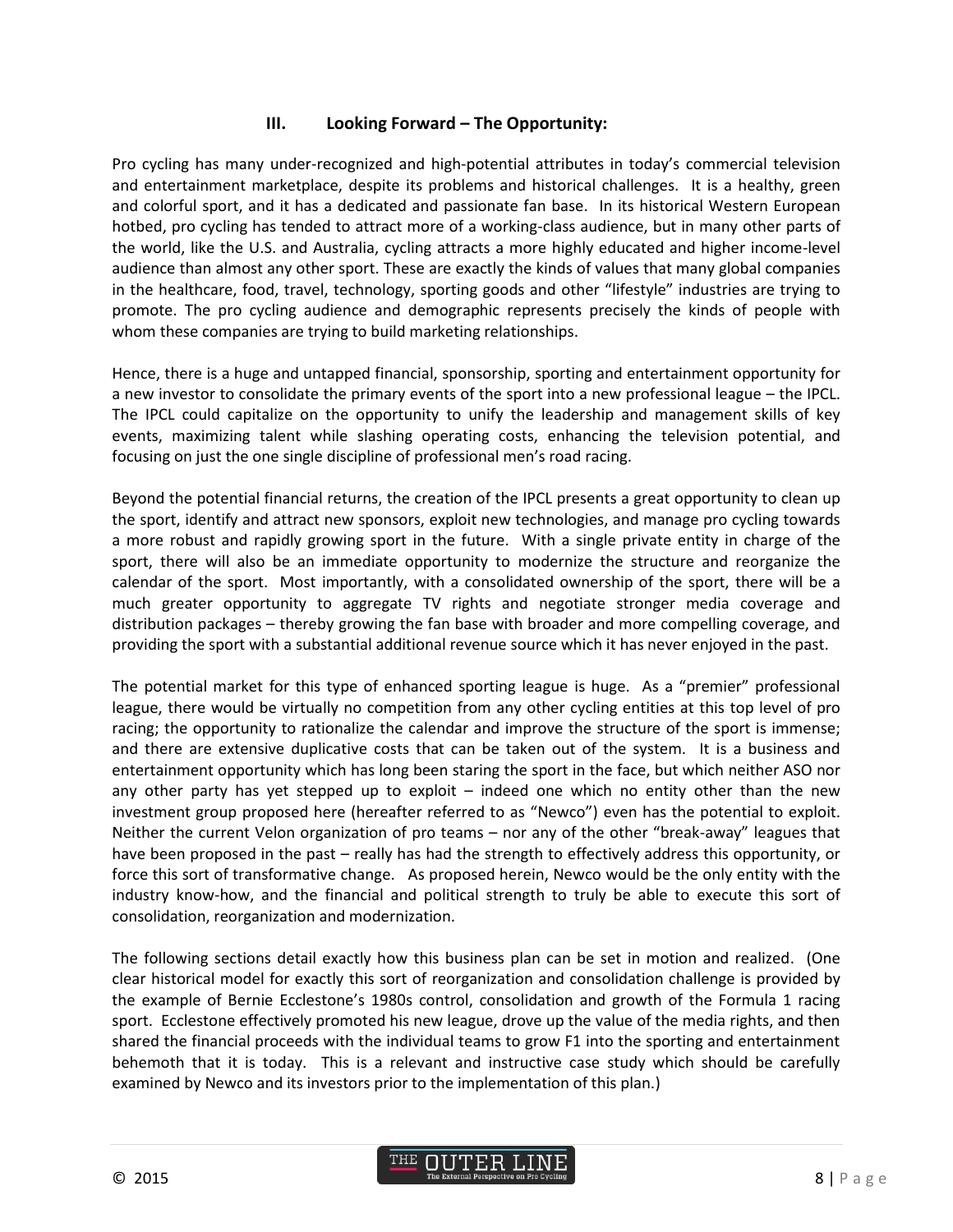## III. Looking Forward – The Opportunity:

Pro cycling has many under-recognized and high-potential attributes in today's commercial television and entertainment marketplace, despite its problems and historical challenges. It is a healthy, green and colorful sport, and it has a dedicated and passionate fan base. In its historical Western European hotbed, pro cycling has tended to attract more of a working-class audience, but in many other parts of the world, like the U.S. and Australia, cycling attracts a more highly educated and higher income-level audience than almost any other sport. These are exactly the kinds of values that many global companies in the healthcare, food, travel, technology, sporting goods and other "lifestyle" industries are trying to promote. The pro cycling audience and demographic represents precisely the kinds of people with whom these companies are trying to build marketing relationships.

Hence, there is a huge and untapped financial, sponsorship, sporting and entertainment opportunity for a new investor to consolidate the primary events of the sport into a new professional league – the IPCL. The IPCL could capitalize on the opportunity to unify the leadership and management skills of key events, maximizing talent while slashing operating costs, enhancing the television potential, and focusing on just the one single discipline of professional men's road racing.

Beyond the potential financial returns, the creation of the IPCL presents a great opportunity to clean up the sport, identify and attract new sponsors, exploit new technologies, and manage pro cycling towards a more robust and rapidly growing sport in the future. With a single private entity in charge of the sport, there will also be an immediate opportunity to modernize the structure and reorganize the calendar of the sport. Most importantly, with a consolidated ownership of the sport, there will be a much greater opportunity to aggregate TV rights and negotiate stronger media coverage and distribution packages – thereby growing the fan base with broader and more compelling coverage, and providing the sport with a substantial additional revenue source which it has never enjoyed in the past.

The potential market for this type of enhanced sporting league is huge. As a "premier" professional league, there would be virtually no competition from any other cycling entities at this top level of pro racing; the opportunity to rationalize the calendar and improve the structure of the sport is immense; and there are extensive duplicative costs that can be taken out of the system. It is a business and entertainment opportunity which has long been staring the sport in the face, but which neither ASO nor any other party has yet stepped up to exploit – indeed one which no entity other than the new investment group proposed here (hereafter referred to as "Newco") even has the potential to exploit. Neither the current Velon organization of pro teams – nor any of the other "break-away" leagues that have been proposed in the past – really has had the strength to effectively address this opportunity, or force this sort of transformative change. As proposed herein, Newco would be the only entity with the industry know-how, and the financial and political strength to truly be able to execute this sort of consolidation, reorganization and modernization.

The following sections detail exactly how this business plan can be set in motion and realized. (One clear historical model for exactly this sort of reorganization and consolidation challenge is provided by the example of Bernie Ecclestone's 1980s control, consolidation and growth of the Formula 1 racing sport. Ecclestone effectively promoted his new league, drove up the value of the media rights, and then shared the financial proceeds with the individual teams to grow F1 into the sporting and entertainment behemoth that it is today. This is a relevant and instructive case study which should be carefully examined by Newco and its investors prior to the implementation of this plan.)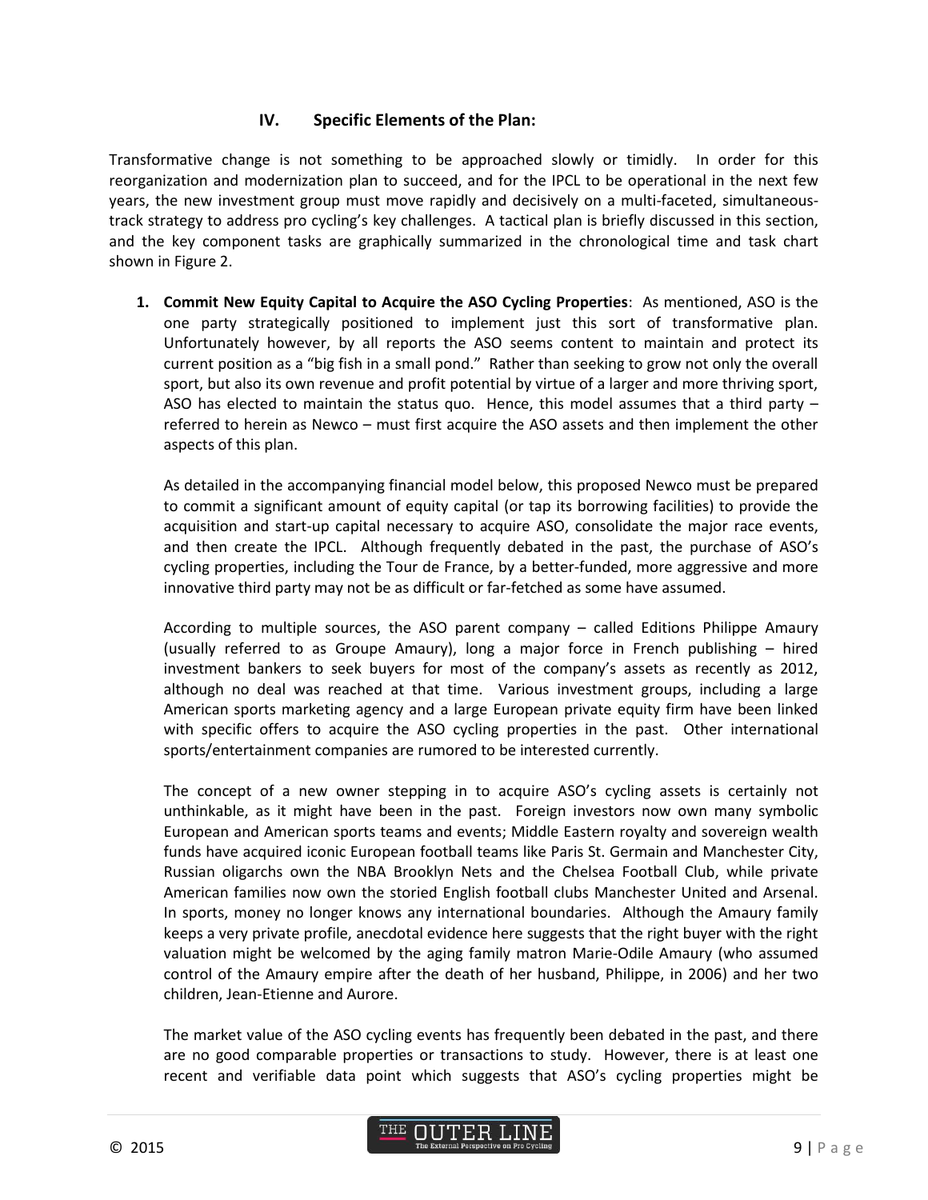## IV. Specific Elements of the Plan:

Transformative change is not something to be approached slowly or timidly. In order for this reorganization and modernization plan to succeed, and for the IPCL to be operational in the next few years, the new investment group must move rapidly and decisively on a multi-faceted, simultaneous-track strategy to address pro cycling's key challenges. A tactical plan is briefly discussed in this section, and the key component tasks are graphically summarized in the chronological time and task chart shown in Figure 2.

1. **Commit New Equity Capital to Acquire the ASO Cycling Properties**: As mentioned, ASO is the one party strategically positioned to implement just this sort of transformative plan. Unfortunately however, by all reports the ASO seems content to maintain and protect its current position as a "big fish in a small pond." Rather than seeking to grow not only the overall sport, but also its own revenue and profit potential by virtue of a larger and more thriving sport, ASO has elected to maintain the status quo. Hence, this model assumes that a third party – referred to herein as Newco – must first acquire the ASO assets and then implement the other aspects of this plan.

   As detailed in the accompanying financial model below, this proposed Newco must be prepared to commit a significant amount of equity capital (or tap its borrowing facilities) to provide the acquisition and start-up capital necessary to acquire ASO, consolidate the major race events, and then create the IPCL. Although frequently debated in the past, the purchase of ASO's cycling properties, including the Tour de France, by a better-funded, more aggressive and more innovative third party may not be as difficult or far-fetched as some have assumed.

   According to multiple sources, the ASO parent company – called Editions Philippe Amaury (usually referred to as Groupe Amaury), long a major force in French publishing – hired investment bankers to seek buyers for most of the company's assets as recently as 2012, although no deal was reached at that time. Various investment groups, including a large American sports marketing agency and a large European private equity firm have been linked with specific offers to acquire the ASO cycling properties in the past. Other international sports/entertainment companies are rumored to be interested currently.

   The concept of a new owner stepping in to acquire ASO's cycling assets is certainly not unthinkable, as it might have been in the past. Foreign investors now own many symbolic European and American sports teams and events; Middle Eastern royalty and sovereign wealth funds have acquired iconic European football teams like Paris St. Germain and Manchester City, Russian oligarchs own the NBA Brooklyn Nets and the Chelsea Football Club, while private American families now own the storied English football clubs Manchester United and Arsenal. In sports, money no longer knows any international boundaries. Although the Amaury family keeps a very private profile, anecdotal evidence here suggests that the right buyer with the right valuation might be welcomed by the aging family matron Marie-Odile Amaury (who assumed control of the Amaury empire after the death of her husband, Philippe, in 2006) and her two children, Jean-Etienne and Aurore.

   The market value of the ASO cycling events has frequently been debated in the past, and there are no good comparable properties or transactions to study. However, there is at least one recent and verifiable data point which suggests that ASO's cycling properties might be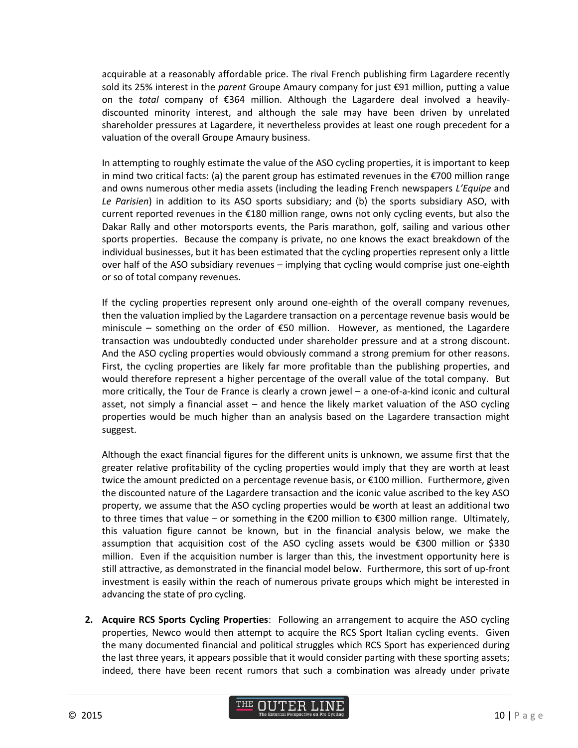acquirable at a reasonably affordable price. The rival French publishing firm Lagardere recently sold its 25% interest in the *parent* Groupe Amaury company for just €91 million, putting a value on the *total* company of €364 million. Although the Lagardere deal involved a heavily-discounted minority interest, and although the sale may have been driven by unrelated shareholder pressures at Lagardere, it nevertheless provides at least one rough precedent for a valuation of the overall Groupe Amaury business.

In attempting to roughly estimate the value of the ASO cycling properties, it is important to keep in mind two critical facts: (a) the parent group has estimated revenues in the €700 million range and owns numerous other media assets (including the leading French newspapers *L'Equipe* and *Le Parisien*) in addition to its ASO sports subsidiary; and (b) the sports subsidiary ASO, with current reported revenues in the €180 million range, owns not only cycling events, but also the Dakar Rally and other motorsports events, the Paris marathon, golf, sailing and various other sports properties. Because the company is private, no one knows the exact breakdown of the individual businesses, but it has been estimated that the cycling properties represent only a little over half of the ASO subsidiary revenues – implying that cycling would comprise just one-eighth or so of total company revenues.

If the cycling properties represent only around one-eighth of the overall company revenues, then the valuation implied by the Lagardere transaction on a percentage revenue basis would be miniscule – something on the order of €50 million. However, as mentioned, the Lagardere transaction was undoubtedly conducted under shareholder pressure and at a strong discount. And the ASO cycling properties would obviously command a strong premium for other reasons. First, the cycling properties are likely far more profitable than the publishing properties, and would therefore represent a higher percentage of the overall value of the total company. But more critically, the Tour de France is clearly a crown jewel – a one-of-a-kind iconic and cultural asset, not simply a financial asset – and hence the likely market valuation of the ASO cycling properties would be much higher than an analysis based on the Lagardere transaction might suggest.

Although the exact financial figures for the different units is unknown, we assume first that the greater relative profitability of the cycling properties would imply that they are worth at least twice the amount predicted on a percentage revenue basis, or €100 million. Furthermore, given the discounted nature of the Lagardere transaction and the iconic value ascribed to the key ASO property, we assume that the ASO cycling properties would be worth at least an additional two to three times that value – or something in the €200 million to €300 million range. Ultimately, this valuation figure cannot be known, but in the financial analysis below, we make the assumption that acquisition cost of the ASO cycling assets would be €300 million or $330 million. Even if the acquisition number is larger than this, the investment opportunity here is still attractive, as demonstrated in the financial model below. Furthermore, this sort of up-front investment is easily within the reach of numerous private groups which might be interested in advancing the state of pro cycling.

2. **Acquire RCS Sports Cycling Properties**: Following an arrangement to acquire the ASO cycling properties, Newco would then attempt to acquire the RCS Sport Italian cycling events. Given the many documented financial and political struggles which RCS Sport has experienced during the last three years, it appears possible that it would consider parting with these sporting assets; indeed, there have been recent rumors that such a combination was already under private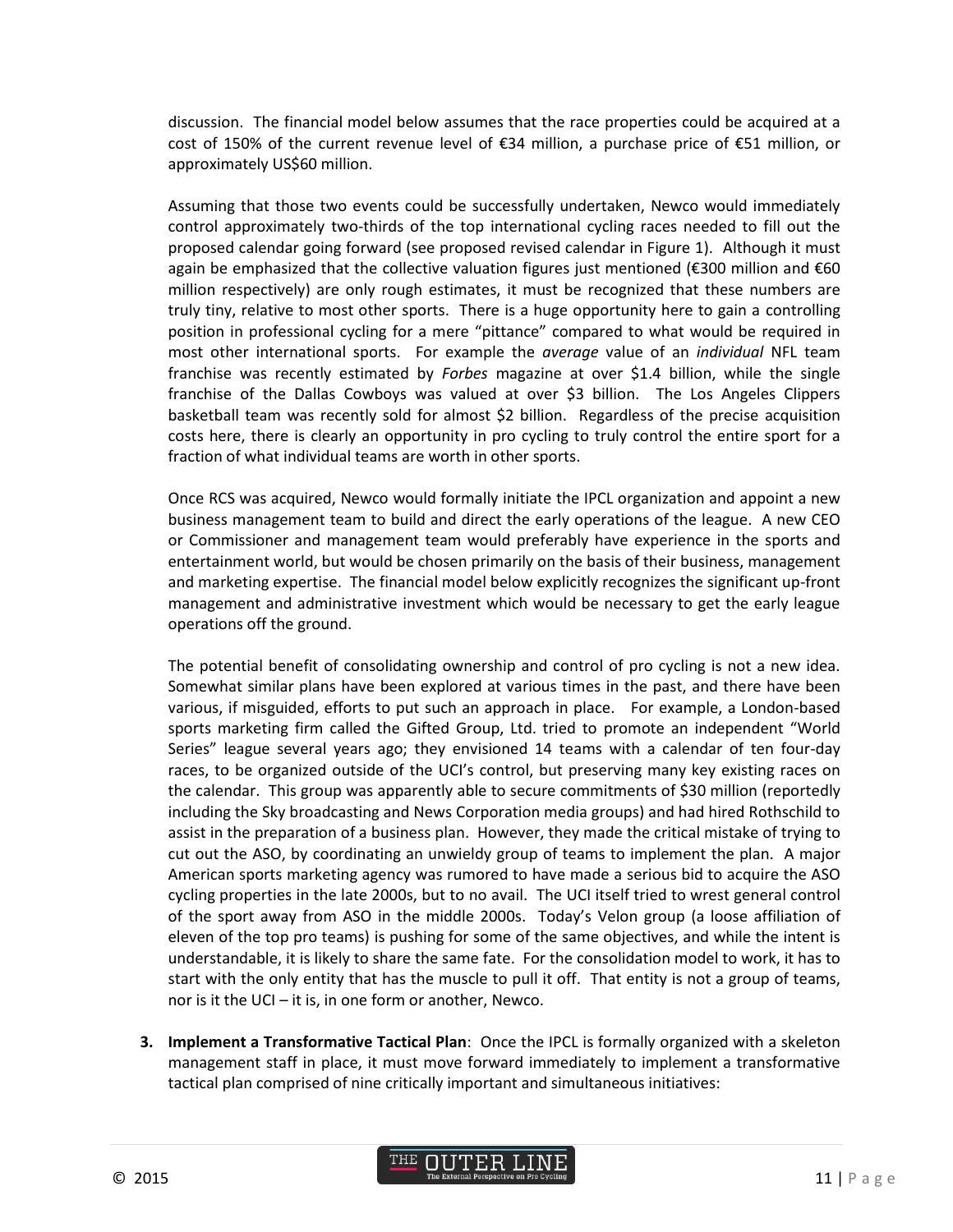discussion. The financial model below assumes that the race properties could be acquired at a cost of 150% of the current revenue level of €34 million, a purchase price of €51 million, or approximately US$60 million.

Assuming that those two events could be successfully undertaken, Newco would immediately control approximately two-thirds of the top international cycling races needed to fill out the proposed calendar going forward (see proposed revised calendar in Figure 1). Although it must again be emphasized that the collective valuation figures just mentioned (€300 million and €60 million respectively) are only rough estimates, it must be recognized that these numbers are truly tiny, relative to most other sports. There is a huge opportunity here to gain a controlling position in professional cycling for a mere "pittance" compared to what would be required in most other international sports. For example the *average* value of an *individual* NFL team franchise was recently estimated by *Forbes* magazine at over $1.4 billion, while the single franchise of the Dallas Cowboys was valued at over $3 billion. The Los Angeles Clippers basketball team was recently sold for almost $2 billion. Regardless of the precise acquisition costs here, there is clearly an opportunity in pro cycling to truly control the entire sport for a fraction of what individual teams are worth in other sports.

Once RCS was acquired, Newco would formally initiate the IPCL organization and appoint a new business management team to build and direct the early operations of the league. A new CEO or Commissioner and management team would preferably have experience in the sports and entertainment world, but would be chosen primarily on the basis of their business, management and marketing expertise. The financial model below explicitly recognizes the significant up-front management and administrative investment which would be necessary to get the early league operations off the ground.

The potential benefit of consolidating ownership and control of pro cycling is not a new idea. Somewhat similar plans have been explored at various times in the past, and there have been various, if misguided, efforts to put such an approach in place. For example, a London-based sports marketing firm called the Gifted Group, Ltd. tried to promote an independent "World Series" league several years ago; they envisioned 14 teams with a calendar of ten four-day races, to be organized outside of the UCI's control, but preserving many key existing races on the calendar. This group was apparently able to secure commitments of $30 million (reportedly including the Sky broadcasting and News Corporation media groups) and had hired Rothschild to assist in the preparation of a business plan. However, they made the critical mistake of trying to cut out the ASO, by coordinating an unwieldy group of teams to implement the plan. A major American sports marketing agency was rumored to have made a serious bid to acquire the ASO cycling properties in the late 2000s, but to no avail. The UCI itself tried to wrest general control of the sport away from ASO in the middle 2000s. Today's Velon group (a loose affiliation of eleven of the top pro teams) is pushing for some of the same objectives, and while the intent is understandable, it is likely to share the same fate. For the consolidation model to work, it has to start with the only entity that has the muscle to pull it off. That entity is not a group of teams, nor is it the UCI – it is, in one form or another, Newco.

3. **Implement a Transformative Tactical Plan**: Once the IPCL is formally organized with a skeleton management staff in place, it must move forward immediately to implement a transformative tactical plan comprised of nine critically important and simultaneous initiatives: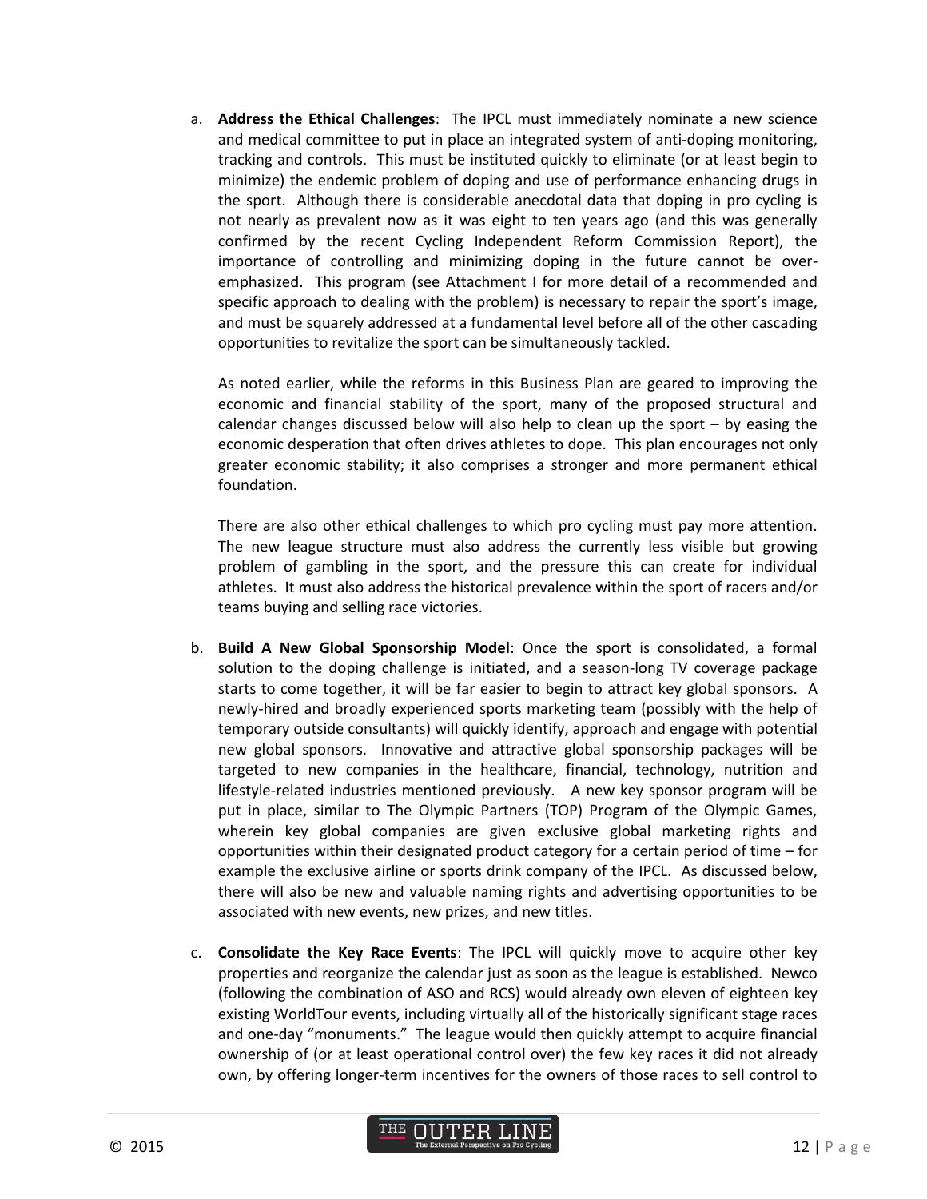a. **Address the Ethical Challenges**: The IPCL must immediately nominate a new science and medical committee to put in place an integrated system of anti-doping monitoring, tracking and controls. This must be instituted quickly to eliminate (or at least begin to minimize) the endemic problem of doping and use of performance enhancing drugs in the sport. Although there is considerable anecdotal data that doping in pro cycling is not nearly as prevalent now as it was eight to ten years ago (and this was generally confirmed by the recent Cycling Independent Reform Commission Report), the importance of controlling and minimizing doping in the future cannot be over-emphasized. This program (see Attachment I for more detail of a recommended and specific approach to dealing with the problem) is necessary to repair the sport's image, and must be squarely addressed at a fundamental level before all of the other cascading opportunities to revitalize the sport can be simultaneously tackled.

   As noted earlier, while the reforms in this Business Plan are geared to improving the economic and financial stability of the sport, many of the proposed structural and calendar changes discussed below will also help to clean up the sport – by easing the economic desperation that often drives athletes to dope. This plan encourages not only greater economic stability; it also comprises a stronger and more permanent ethical foundation.

   There are also other ethical challenges to which pro cycling must pay more attention. The new league structure must also address the currently less visible but growing problem of gambling in the sport, and the pressure this can create for individual athletes. It must also address the historical prevalence within the sport of racers and/or teams buying and selling race victories.

b. **Build A New Global Sponsorship Model**: Once the sport is consolidated, a formal solution to the doping challenge is initiated, and a season-long TV coverage package starts to come together, it will be far easier to begin to attract key global sponsors. A newly-hired and broadly experienced sports marketing team (possibly with the help of temporary outside consultants) will quickly identify, approach and engage with potential new global sponsors. Innovative and attractive global sponsorship packages will be targeted to new companies in the healthcare, financial, technology, nutrition and lifestyle-related industries mentioned previously. A new key sponsor program will be put in place, similar to The Olympic Partners (TOP) Program of the Olympic Games, wherein key global companies are given exclusive global marketing rights and opportunities within their designated product category for a certain period of time – for example the exclusive airline or sports drink company of the IPCL. As discussed below, there will also be new and valuable naming rights and advertising opportunities to be associated with new events, new prizes, and new titles.

c. **Consolidate the Key Race Events**: The IPCL will quickly move to acquire other key properties and reorganize the calendar just as soon as the league is established. Newco (following the combination of ASO and RCS) would already own eleven of eighteen key existing WorldTour events, including virtually all of the historically significant stage races and one-day "monuments." The league would then quickly attempt to acquire financial ownership of (or at least operational control over) the few key races it did not already own, by offering longer-term incentives for the owners of those races to sell control to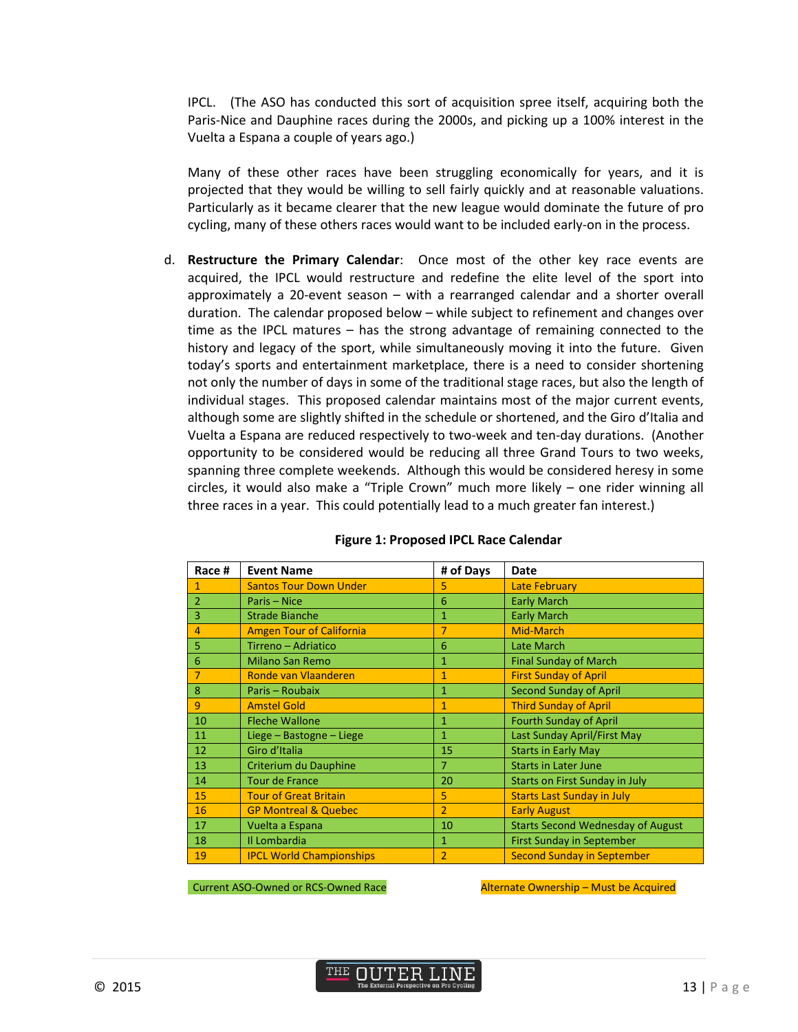IPCL. (The ASO has conducted this sort of acquisition spree itself, acquiring both the Paris-Nice and Dauphine races during the 2000s, and picking up a 100% interest in the Vuelta a Espana a couple of years ago.)

Many of these other races have been struggling economically for years, and it is projected that they would be willing to sell fairly quickly and at reasonable valuations. Particularly as it became clearer that the new league would dominate the future of pro cycling, many of these others races would want to be included early-on in the process.

d. **Restructure the Primary Calendar**: Once most of the other key race events are acquired, the IPCL would restructure and redefine the elite level of the sport into approximately a 20-event season – with a rearranged calendar and a shorter overall duration. The calendar proposed below – while subject to refinement and changes over time as the IPCL matures – has the strong advantage of remaining connected to the history and legacy of the sport, while simultaneously moving it into the future. Given today's sports and entertainment marketplace, there is a need to consider shortening not only the number of days in some of the traditional stage races, but also the length of individual stages. This proposed calendar maintains most of the major current events, although some are slightly shifted in the schedule or shortened, and the Giro d'Italia and Vuelta a Espana are reduced respectively to two-week and ten-day durations. (Another opportunity to be considered would be reducing all three Grand Tours to two weeks, spanning three complete weekends. Although this would be considered heresy in some circles, it would also make a "Triple Crown" much more likely – one rider winning all three races in a year. This could potentially lead to a much greater fan interest.)

**Figure 1: Proposed IPCL Race Calendar**

| Race # | Event Name | # of Days | Date |
|---|---|---|---|
| 1 | Santos Tour Down Under | 5 | Late February |
| 2 | Paris – Nice | 6 | Early March |
| 3 | Strade Bianche | 1 | Early March |
| 4 | Amgen Tour of California | 7 | Mid-March |
| 5 | Tirreno – Adriatico | 6 | Late March |
| 6 | Milano San Remo | 1 | Final Sunday of March |
| 7 | Ronde van Vlaanderen | 1 | First Sunday of April |
| 8 | Paris – Roubaix | 1 | Second Sunday of April |
| 9 | Amstel Gold | 1 | Third Sunday of April |
| 10 | Fleche Wallone | 1 | Fourth Sunday of April |
| 11 | Liege – Bastogne – Liege | 1 | Last Sunday April/First May |
| 12 | Giro d'Italia | 15 | Starts in Early May |
| 13 | Criterium du Dauphine | 7 | Starts in Later June |
| 14 | Tour de France | 20 | Starts on First Sunday in July |
| 15 | Tour of Great Britain | 5 | Starts Last Sunday in July |
| 16 | GP Montreal & Quebec | 2 | Early August |
| 17 | Vuelta a Espana | 10 | Starts Second Wednesday of August |
| 18 | Il Lombardia | 1 | First Sunday in September |
| 19 | IPCL World Championships | 2 | Second Sunday in September |

Current ASO-Owned or RCS-Owned Race (races 2, 3, 5, 6, 8, 10, 11, 12, 13, 14, 17, 18)

Alternate Ownership – Must be Acquired (races 1, 4, 7, 9, 15, 16, 19)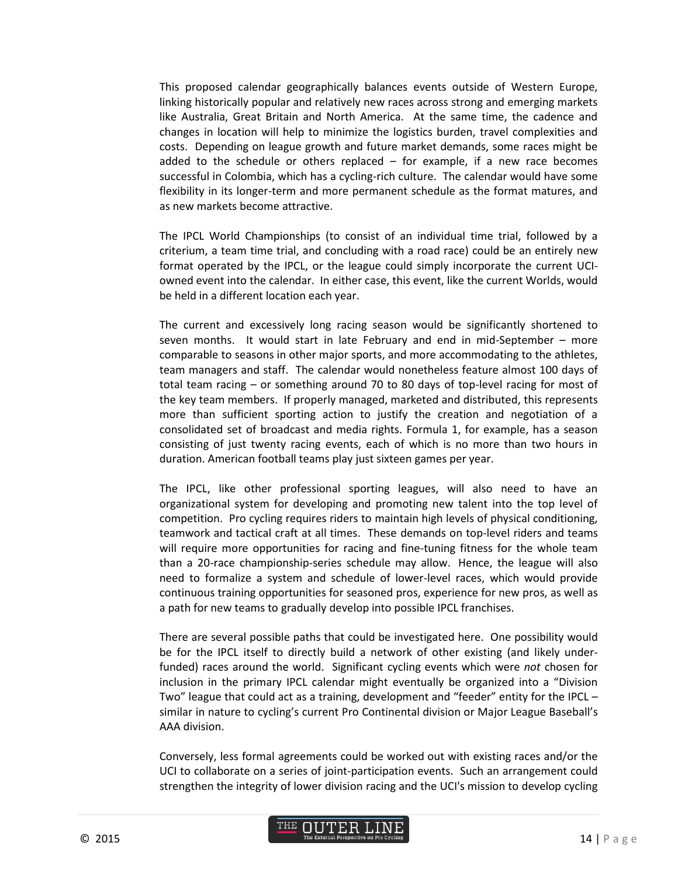This proposed calendar geographically balances events outside of Western Europe, linking historically popular and relatively new races across strong and emerging markets like Australia, Great Britain and North America. At the same time, the cadence and changes in location will help to minimize the logistics burden, travel complexities and costs. Depending on league growth and future market demands, some races might be added to the schedule or others replaced – for example, if a new race becomes successful in Colombia, which has a cycling-rich culture. The calendar would have some flexibility in its longer-term and more permanent schedule as the format matures, and as new markets become attractive.

The IPCL World Championships (to consist of an individual time trial, followed by a criterium, a team time trial, and concluding with a road race) could be an entirely new format operated by the IPCL, or the league could simply incorporate the current UCI-owned event into the calendar. In either case, this event, like the current Worlds, would be held in a different location each year.

The current and excessively long racing season would be significantly shortened to seven months. It would start in late February and end in mid-September – more comparable to seasons in other major sports, and more accommodating to the athletes, team managers and staff. The calendar would nonetheless feature almost 100 days of total team racing – or something around 70 to 80 days of top-level racing for most of the key team members. If properly managed, marketed and distributed, this represents more than sufficient sporting action to justify the creation and negotiation of a consolidated set of broadcast and media rights. Formula 1, for example, has a season consisting of just twenty racing events, each of which is no more than two hours in duration. American football teams play just sixteen games per year.

The IPCL, like other professional sporting leagues, will also need to have an organizational system for developing and promoting new talent into the top level of competition. Pro cycling requires riders to maintain high levels of physical conditioning, teamwork and tactical craft at all times. These demands on top-level riders and teams will require more opportunities for racing and fine-tuning fitness for the whole team than a 20-race championship-series schedule may allow. Hence, the league will also need to formalize a system and schedule of lower-level races, which would provide continuous training opportunities for seasoned pros, experience for new pros, as well as a path for new teams to gradually develop into possible IPCL franchises.

There are several possible paths that could be investigated here. One possibility would be for the IPCL itself to directly build a network of other existing (and likely under-funded) races around the world. Significant cycling events which were *not* chosen for inclusion in the primary IPCL calendar might eventually be organized into a "Division Two" league that could act as a training, development and "feeder" entity for the IPCL – similar in nature to cycling's current Pro Continental division or Major League Baseball's AAA division.

Conversely, less formal agreements could be worked out with existing races and/or the UCI to collaborate on a series of joint-participation events. Such an arrangement could strengthen the integrity of lower division racing and the UCI's mission to develop cycling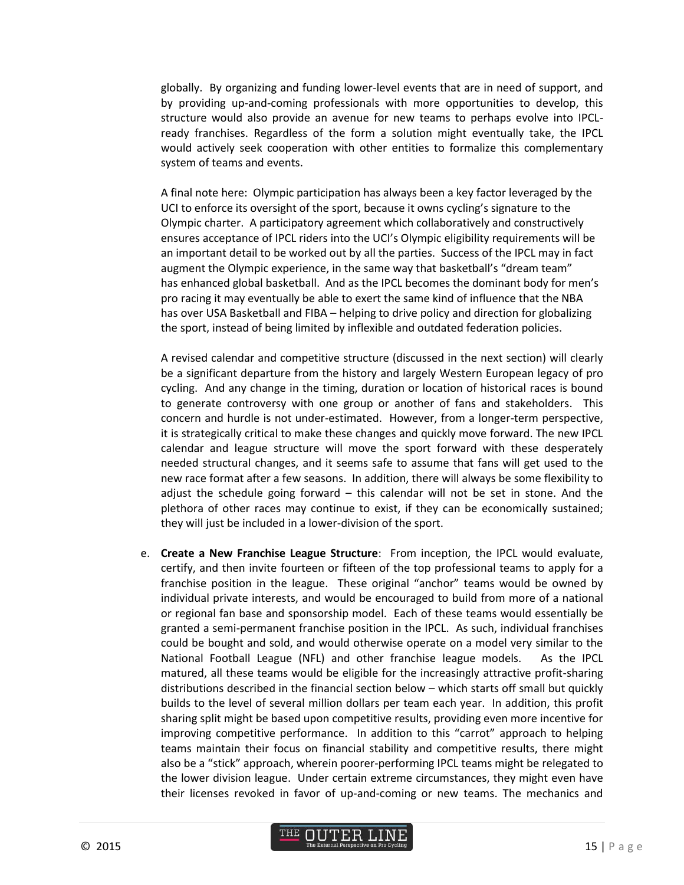globally. By organizing and funding lower-level events that are in need of support, and by providing up-and-coming professionals with more opportunities to develop, this structure would also provide an avenue for new teams to perhaps evolve into IPCL-ready franchises. Regardless of the form a solution might eventually take, the IPCL would actively seek cooperation with other entities to formalize this complementary system of teams and events.

A final note here: Olympic participation has always been a key factor leveraged by the UCI to enforce its oversight of the sport, because it owns cycling's signature to the Olympic charter. A participatory agreement which collaboratively and constructively ensures acceptance of IPCL riders into the UCI's Olympic eligibility requirements will be an important detail to be worked out by all the parties. Success of the IPCL may in fact augment the Olympic experience, in the same way that basketball's "dream team" has enhanced global basketball. And as the IPCL becomes the dominant body for men's pro racing it may eventually be able to exert the same kind of influence that the NBA has over USA Basketball and FIBA – helping to drive policy and direction for globalizing the sport, instead of being limited by inflexible and outdated federation policies.

A revised calendar and competitive structure (discussed in the next section) will clearly be a significant departure from the history and largely Western European legacy of pro cycling. And any change in the timing, duration or location of historical races is bound to generate controversy with one group or another of fans and stakeholders. This concern and hurdle is not under-estimated. However, from a longer-term perspective, it is strategically critical to make these changes and quickly move forward. The new IPCL calendar and league structure will move the sport forward with these desperately needed structural changes, and it seems safe to assume that fans will get used to the new race format after a few seasons. In addition, there will always be some flexibility to adjust the schedule going forward – this calendar will not be set in stone. And the plethora of other races may continue to exist, if they can be economically sustained; they will just be included in a lower-division of the sport.

e. **Create a New Franchise League Structure**: From inception, the IPCL would evaluate, certify, and then invite fourteen or fifteen of the top professional teams to apply for a franchise position in the league. These original "anchor" teams would be owned by individual private interests, and would be encouraged to build from more of a national or regional fan base and sponsorship model. Each of these teams would essentially be granted a semi-permanent franchise position in the IPCL. As such, individual franchises could be bought and sold, and would otherwise operate on a model very similar to the National Football League (NFL) and other franchise league models. As the IPCL matured, all these teams would be eligible for the increasingly attractive profit-sharing distributions described in the financial section below – which starts off small but quickly builds to the level of several million dollars per team each year. In addition, this profit sharing split might be based upon competitive results, providing even more incentive for improving competitive performance. In addition to this "carrot" approach to helping teams maintain their focus on financial stability and competitive results, there might also be a "stick" approach, wherein poorer-performing IPCL teams might be relegated to the lower division league. Under certain extreme circumstances, they might even have their licenses revoked in favor of up-and-coming or new teams. The mechanics and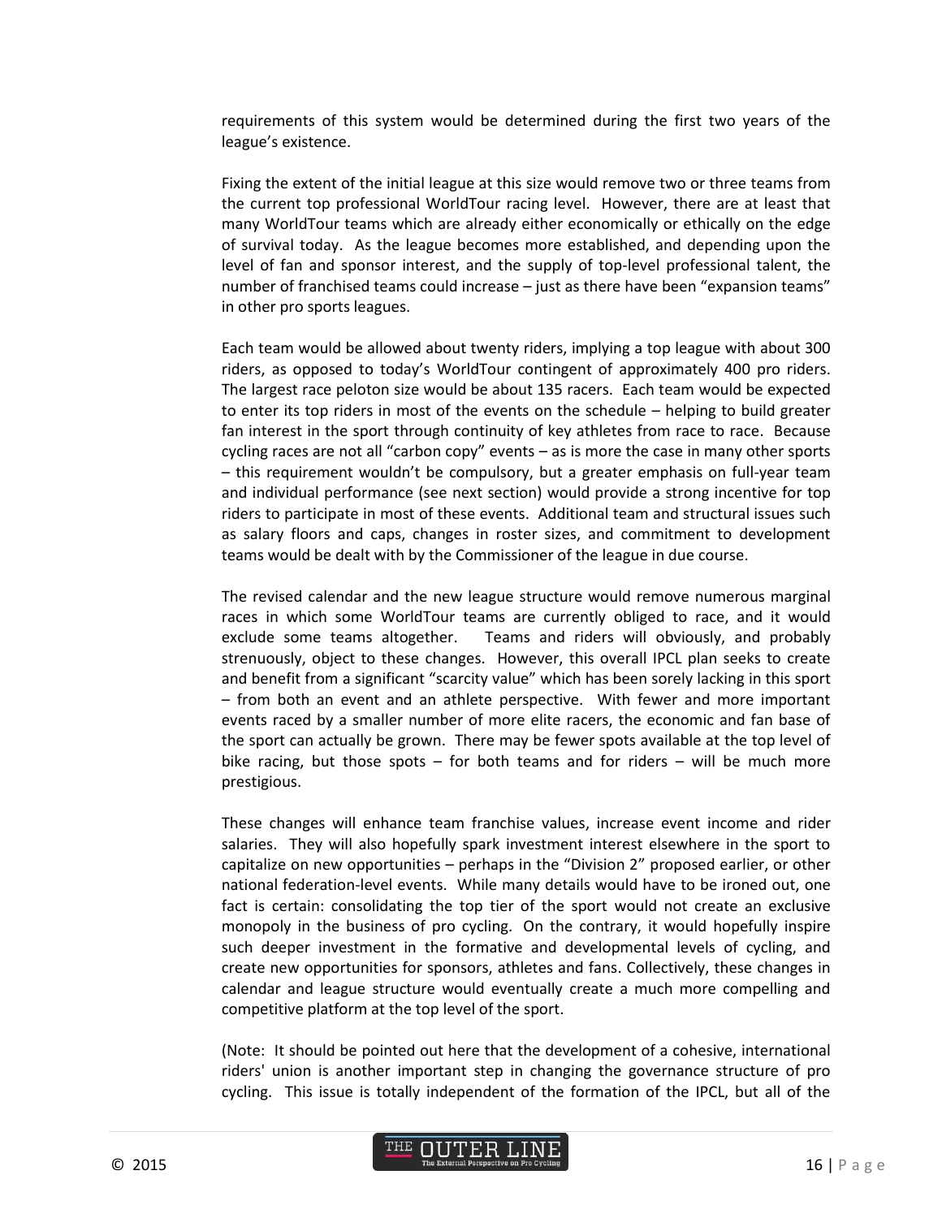requirements of this system would be determined during the first two years of the league's existence.

Fixing the extent of the initial league at this size would remove two or three teams from the current top professional WorldTour racing level. However, there are at least that many WorldTour teams which are already either economically or ethically on the edge of survival today. As the league becomes more established, and depending upon the level of fan and sponsor interest, and the supply of top-level professional talent, the number of franchised teams could increase – just as there have been "expansion teams" in other pro sports leagues.

Each team would be allowed about twenty riders, implying a top league with about 300 riders, as opposed to today's WorldTour contingent of approximately 400 pro riders. The largest race peloton size would be about 135 racers. Each team would be expected to enter its top riders in most of the events on the schedule – helping to build greater fan interest in the sport through continuity of key athletes from race to race. Because cycling races are not all "carbon copy" events – as is more the case in many other sports – this requirement wouldn't be compulsory, but a greater emphasis on full-year team and individual performance (see next section) would provide a strong incentive for top riders to participate in most of these events. Additional team and structural issues such as salary floors and caps, changes in roster sizes, and commitment to development teams would be dealt with by the Commissioner of the league in due course.

The revised calendar and the new league structure would remove numerous marginal races in which some WorldTour teams are currently obliged to race, and it would exclude some teams altogether. Teams and riders will obviously, and probably strenuously, object to these changes. However, this overall IPCL plan seeks to create and benefit from a significant "scarcity value" which has been sorely lacking in this sport – from both an event and an athlete perspective. With fewer and more important events raced by a smaller number of more elite racers, the economic and fan base of the sport can actually be grown. There may be fewer spots available at the top level of bike racing, but those spots – for both teams and for riders – will be much more prestigious.

These changes will enhance team franchise values, increase event income and rider salaries. They will also hopefully spark investment interest elsewhere in the sport to capitalize on new opportunities – perhaps in the "Division 2" proposed earlier, or other national federation-level events. While many details would have to be ironed out, one fact is certain: consolidating the top tier of the sport would not create an exclusive monopoly in the business of pro cycling. On the contrary, it would hopefully inspire such deeper investment in the formative and developmental levels of cycling, and create new opportunities for sponsors, athletes and fans. Collectively, these changes in calendar and league structure would eventually create a much more compelling and competitive platform at the top level of the sport.

(Note: It should be pointed out here that the development of a cohesive, international riders' union is another important step in changing the governance structure of pro cycling. This issue is totally independent of the formation of the IPCL, but all of the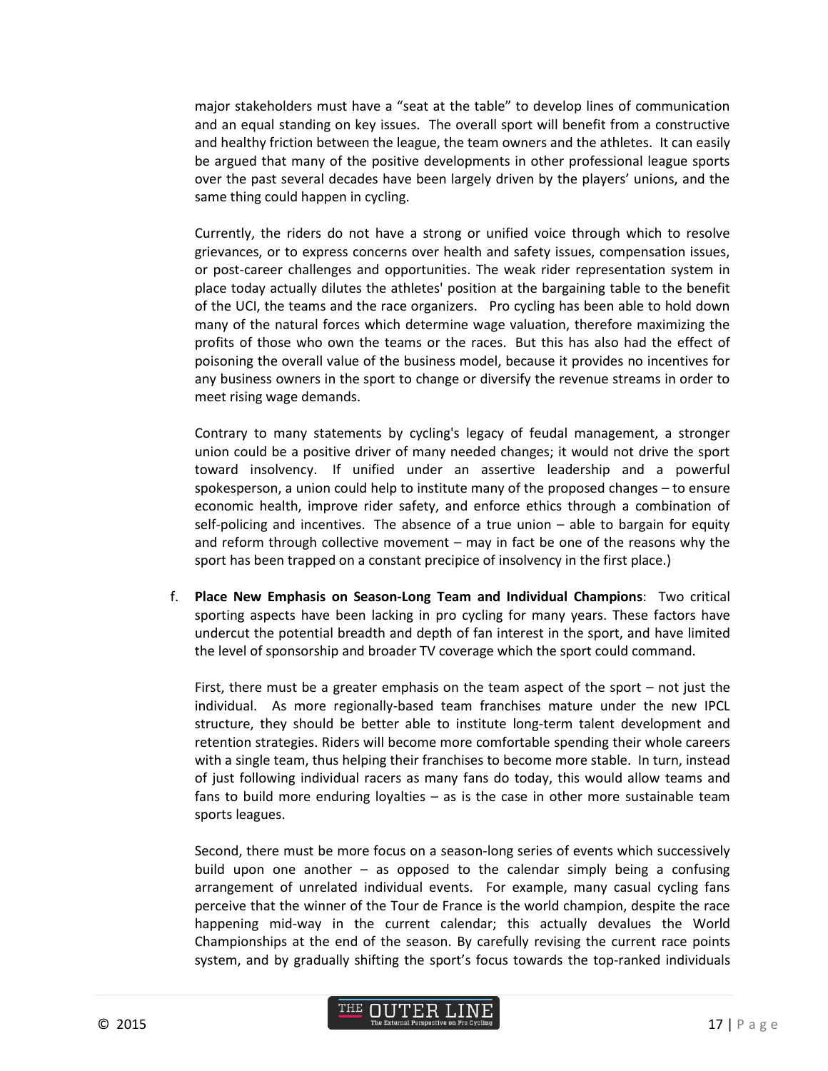major stakeholders must have a "seat at the table" to develop lines of communication and an equal standing on key issues. The overall sport will benefit from a constructive and healthy friction between the league, the team owners and the athletes. It can easily be argued that many of the positive developments in other professional league sports over the past several decades have been largely driven by the players' unions, and the same thing could happen in cycling.

Currently, the riders do not have a strong or unified voice through which to resolve grievances, or to express concerns over health and safety issues, compensation issues, or post-career challenges and opportunities. The weak rider representation system in place today actually dilutes the athletes' position at the bargaining table to the benefit of the UCI, the teams and the race organizers. Pro cycling has been able to hold down many of the natural forces which determine wage valuation, therefore maximizing the profits of those who own the teams or the races. But this has also had the effect of poisoning the overall value of the business model, because it provides no incentives for any business owners in the sport to change or diversify the revenue streams in order to meet rising wage demands.

Contrary to many statements by cycling's legacy of feudal management, a stronger union could be a positive driver of many needed changes; it would not drive the sport toward insolvency. If unified under an assertive leadership and a powerful spokesperson, a union could help to institute many of the proposed changes – to ensure economic health, improve rider safety, and enforce ethics through a combination of self-policing and incentives. The absence of a true union – able to bargain for equity and reform through collective movement – may in fact be one of the reasons why the sport has been trapped on a constant precipice of insolvency in the first place.)

f. **Place New Emphasis on Season-Long Team and Individual Champions**: Two critical sporting aspects have been lacking in pro cycling for many years. These factors have undercut the potential breadth and depth of fan interest in the sport, and have limited the level of sponsorship and broader TV coverage which the sport could command.

   First, there must be a greater emphasis on the team aspect of the sport – not just the individual. As more regionally-based team franchises mature under the new IPCL structure, they should be better able to institute long-term talent development and retention strategies. Riders will become more comfortable spending their whole careers with a single team, thus helping their franchises to become more stable. In turn, instead of just following individual racers as many fans do today, this would allow teams and fans to build more enduring loyalties – as is the case in other more sustainable team sports leagues.

   Second, there must be more focus on a season-long series of events which successively build upon one another – as opposed to the calendar simply being a confusing arrangement of unrelated individual events. For example, many casual cycling fans perceive that the winner of the Tour de France is the world champion, despite the race happening mid-way in the current calendar; this actually devalues the World Championships at the end of the season. By carefully revising the current race points system, and by gradually shifting the sport's focus towards the top-ranked individuals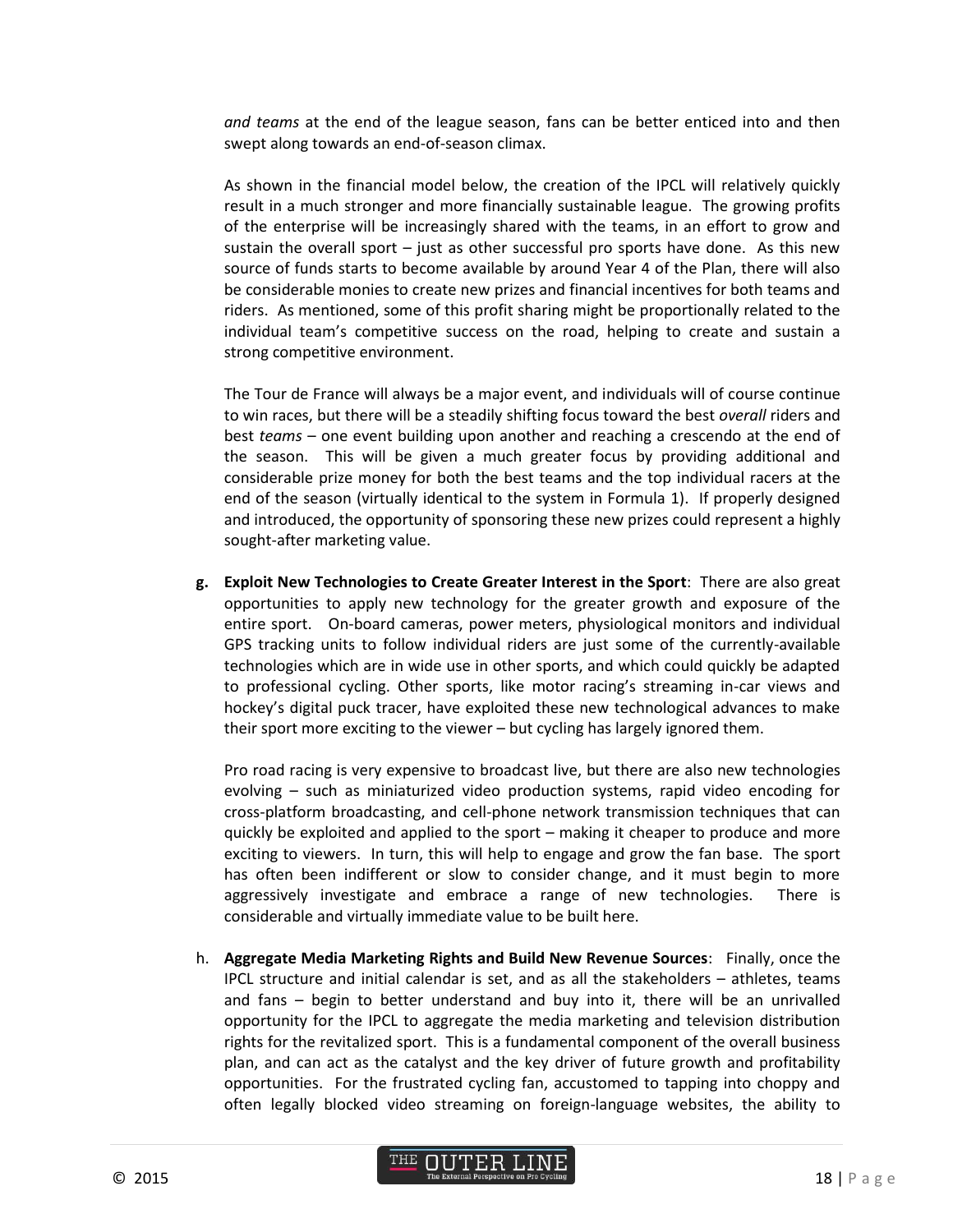*and teams* at the end of the league season, fans can be better enticed into and then swept along towards an end-of-season climax.

As shown in the financial model below, the creation of the IPCL will relatively quickly result in a much stronger and more financially sustainable league. The growing profits of the enterprise will be increasingly shared with the teams, in an effort to grow and sustain the overall sport – just as other successful pro sports have done. As this new source of funds starts to become available by around Year 4 of the Plan, there will also be considerable monies to create new prizes and financial incentives for both teams and riders. As mentioned, some of this profit sharing might be proportionally related to the individual team's competitive success on the road, helping to create and sustain a strong competitive environment.

The Tour de France will always be a major event, and individuals will of course continue to win races, but there will be a steadily shifting focus toward the best *overall* riders and best *teams* – one event building upon another and reaching a crescendo at the end of the season. This will be given a much greater focus by providing additional and considerable prize money for both the best teams and the top individual racers at the end of the season (virtually identical to the system in Formula 1). If properly designed and introduced, the opportunity of sponsoring these new prizes could represent a highly sought-after marketing value.

**g. Exploit New Technologies to Create Greater Interest in the Sport**: There are also great opportunities to apply new technology for the greater growth and exposure of the entire sport. On-board cameras, power meters, physiological monitors and individual GPS tracking units to follow individual riders are just some of the currently-available technologies which are in wide use in other sports, and which could quickly be adapted to professional cycling. Other sports, like motor racing's streaming in-car views and hockey's digital puck tracer, have exploited these new technological advances to make their sport more exciting to the viewer – but cycling has largely ignored them.

Pro road racing is very expensive to broadcast live, but there are also new technologies evolving – such as miniaturized video production systems, rapid video encoding for cross-platform broadcasting, and cell-phone network transmission techniques that can quickly be exploited and applied to the sport – making it cheaper to produce and more exciting to viewers. In turn, this will help to engage and grow the fan base. The sport has often been indifferent or slow to consider change, and it must begin to more aggressively investigate and embrace a range of new technologies. There is considerable and virtually immediate value to be built here.

h. **Aggregate Media Marketing Rights and Build New Revenue Sources**: Finally, once the IPCL structure and initial calendar is set, and as all the stakeholders – athletes, teams and fans – begin to better understand and buy into it, there will be an unrivalled opportunity for the IPCL to aggregate the media marketing and television distribution rights for the revitalized sport. This is a fundamental component of the overall business plan, and can act as the catalyst and the key driver of future growth and profitability opportunities. For the frustrated cycling fan, accustomed to tapping into choppy and often legally blocked video streaming on foreign-language websites, the ability to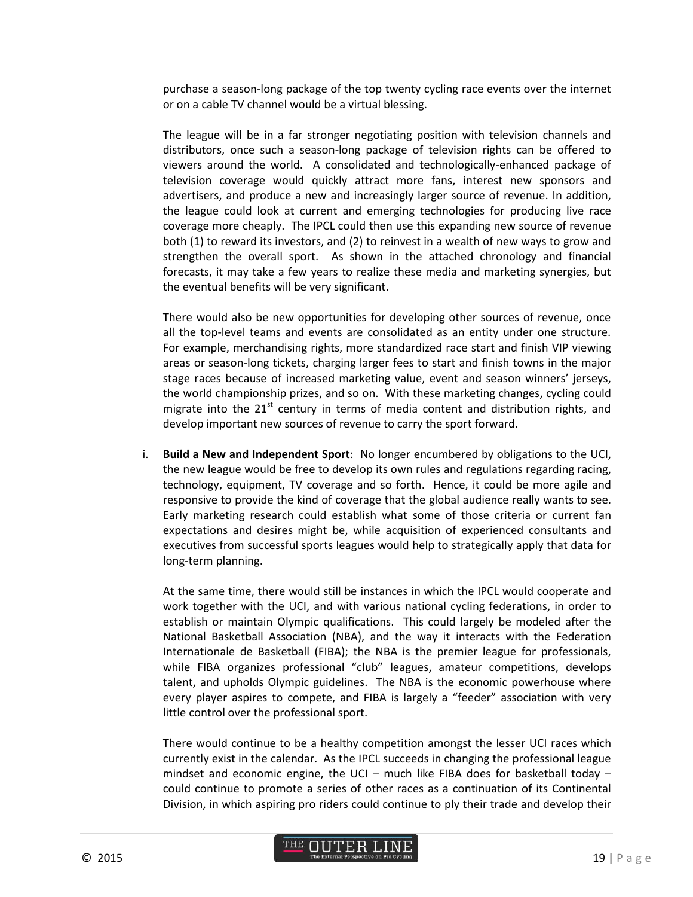purchase a season-long package of the top twenty cycling race events over the internet or on a cable TV channel would be a virtual blessing.

The league will be in a far stronger negotiating position with television channels and distributors, once such a season-long package of television rights can be offered to viewers around the world. A consolidated and technologically-enhanced package of television coverage would quickly attract more fans, interest new sponsors and advertisers, and produce a new and increasingly larger source of revenue. In addition, the league could look at current and emerging technologies for producing live race coverage more cheaply. The IPCL could then use this expanding new source of revenue both (1) to reward its investors, and (2) to reinvest in a wealth of new ways to grow and strengthen the overall sport. As shown in the attached chronology and financial forecasts, it may take a few years to realize these media and marketing synergies, but the eventual benefits will be very significant.

There would also be new opportunities for developing other sources of revenue, once all the top-level teams and events are consolidated as an entity under one structure. For example, merchandising rights, more standardized race start and finish VIP viewing areas or season-long tickets, charging larger fees to start and finish towns in the major stage races because of increased marketing value, event and season winners' jerseys, the world championship prizes, and so on. With these marketing changes, cycling could migrate into the 21st century in terms of media content and distribution rights, and develop important new sources of revenue to carry the sport forward.

i. **Build a New and Independent Sport**: No longer encumbered by obligations to the UCI, the new league would be free to develop its own rules and regulations regarding racing, technology, equipment, TV coverage and so forth. Hence, it could be more agile and responsive to provide the kind of coverage that the global audience really wants to see. Early marketing research could establish what some of those criteria or current fan expectations and desires might be, while acquisition of experienced consultants and executives from successful sports leagues would help to strategically apply that data for long-term planning.

   At the same time, there would still be instances in which the IPCL would cooperate and work together with the UCI, and with various national cycling federations, in order to establish or maintain Olympic qualifications. This could largely be modeled after the National Basketball Association (NBA), and the way it interacts with the Federation Internationale de Basketball (FIBA); the NBA is the premier league for professionals, while FIBA organizes professional "club" leagues, amateur competitions, develops talent, and upholds Olympic guidelines. The NBA is the economic powerhouse where every player aspires to compete, and FIBA is largely a "feeder" association with very little control over the professional sport.

   There would continue to be a healthy competition amongst the lesser UCI races which currently exist in the calendar. As the IPCL succeeds in changing the professional league mindset and economic engine, the UCI – much like FIBA does for basketball today – could continue to promote a series of other races as a continuation of its Continental Division, in which aspiring pro riders could continue to ply their trade and develop their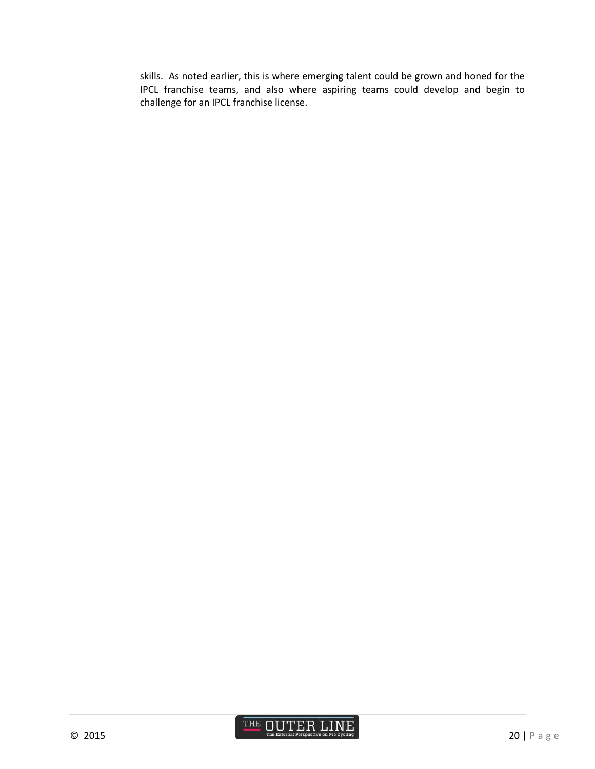skills. As noted earlier, this is where emerging talent could be grown and honed for the IPCL franchise teams, and also where aspiring teams could develop and begin to challenge for an IPCL franchise license.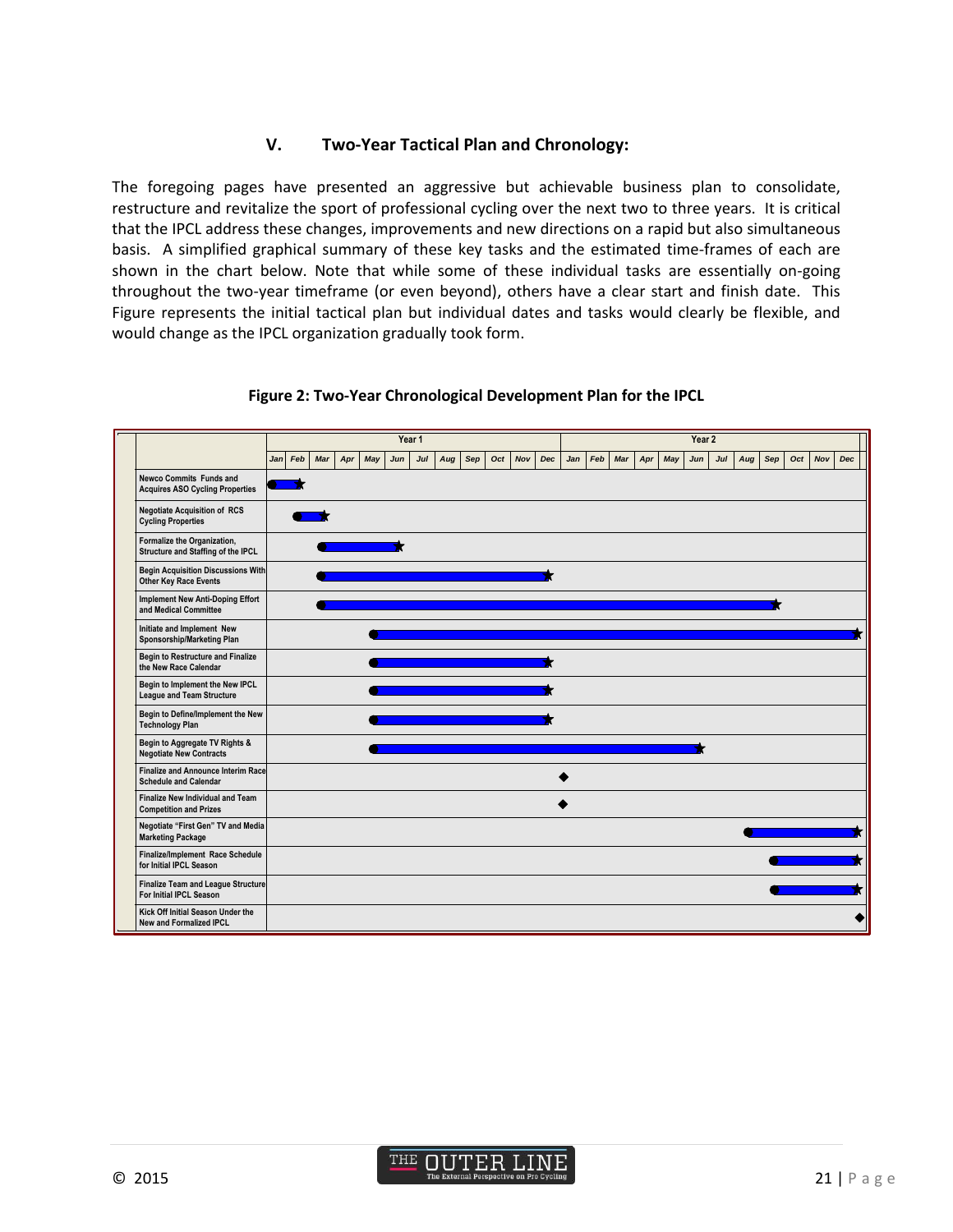## V. Two-Year Tactical Plan and Chronology:

The foregoing pages have presented an aggressive but achievable business plan to consolidate, restructure and revitalize the sport of professional cycling over the next two to three years. It is critical that the IPCL address these changes, improvements and new directions on a rapid but also simultaneous basis. A simplified graphical summary of these key tasks and the estimated time-frames of each are shown in the chart below. Note that while some of these individual tasks are essentially on-going throughout the two-year timeframe (or even beyond), others have a clear start and finish date. This Figure represents the initial tactical plan but individual dates and tasks would clearly be flexible, and would change as the IPCL organization gradually took form.

**Figure 2: Two-Year Chronological Development Plan for the IPCL**

| Task | Start | Finish |
|---|---|---|
| Newco Commits Funds and Acquires ASO Cycling Properties | Year 1 Jan | Year 1 Feb |
| Negotiate Acquisition of RCS Cycling Properties | Year 1 Feb | Year 1 Mar |
| Formalize the Organization, Structure and Staffing of the IPCL | Year 1 Mar | Year 1 Jun |
| Begin Acquisition Discussions With Other Key Race Events | Year 1 Mar | Year 1 Dec |
| Implement New Anti-Doping Effort and Medical Committee | Year 1 Mar | Year 2 Sep |
| Initiate and Implement New Sponsorship/Marketing Plan | Year 1 May | Year 2 Dec |
| Begin to Restructure and Finalize the New Race Calendar | Year 1 May | Year 1 Dec |
| Begin to Implement the New IPCL League and Team Structure | Year 1 May | Year 1 Dec |
| Begin to Define/Implement the New Technology Plan | Year 1 May | Year 1 Dec |
| Begin to Aggregate TV Rights & Negotiate New Contracts | Year 1 May | Year 2 Jun |
| Finalize and Announce Interim Race Schedule and Calendar | Year 2 Jan (milestone) | |
| Finalize New Individual and Team Competition and Prizes | Year 2 Jan (milestone) | |
| Negotiate "First Gen" TV and Media Marketing Package | Year 2 Aug | Year 2 Dec |
| Finalize/Implement Race Schedule for Initial IPCL Season | Year 2 Sep | Year 2 Dec |
| Finalize Team and League Structure For Initial IPCL Season | Year 2 Sep | Year 2 Dec |
| Kick Off Initial Season Under the New and Formalized IPCL | Year 2 Dec (milestone) | |

© 2015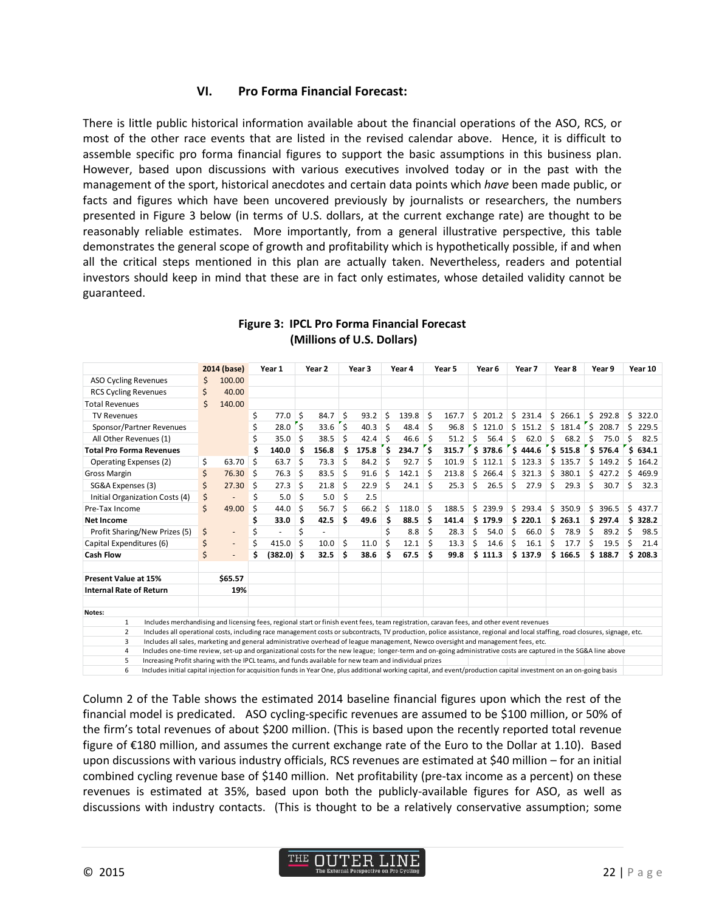## VI. Pro Forma Financial Forecast:

There is little public historical information available about the financial operations of the ASO, RCS, or most of the other race events that are listed in the revised calendar above. Hence, it is difficult to assemble specific pro forma financial figures to support the basic assumptions in this business plan. However, based upon discussions with various executives involved today or in the past with the management of the sport, historical anecdotes and certain data points which *have* been made public, or facts and figures which have been uncovered previously by journalists or researchers, the numbers presented in Figure 3 below (in terms of U.S. dollars, at the current exchange rate) are thought to be reasonably reliable estimates. More importantly, from a general illustrative perspective, this table demonstrates the general scope of growth and profitability which is hypothetically possible, if and when all the critical steps mentioned in this plan are actually taken. Nevertheless, readers and potential investors should keep in mind that these are in fact only estimates, whose detailed validity cannot be guaranteed.

**Figure 3: IPCL Pro Forma Financial Forecast (Millions of U.S. Dollars)**

| | 2014 (base) | Year 1 | Year 2 | Year 3 | Year 4 | Year 5 | Year 6 | Year 7 | Year 8 | Year 9 | Year 10 |
|---|---|---|---|---|---|---|---|---|---|---|---|
| ASO Cycling Revenues | $ 100.00 | | | | | | | | | | |
| RCS Cycling Revenues | $ 40.00 | | | | | | | | | | |
| Total Revenues | $ 140.00 | | | | | | | | | | |
| TV Revenues | | $ 77.0 | $ 84.7 | $ 93.2 | $ 139.8 | $ 167.7 | $ 201.2 | $ 231.4 | $ 266.1 | $ 292.8 | $ 322.0 |
| Sponsor/Partner Revenues | | $ 28.0 | $ 33.6 | $ 40.3 | $ 48.4 | $ 96.8 | $ 121.0 | $ 151.2 | $ 181.4 | $ 208.7 | $ 229.5 |
| All Other Revenues (1) | | $ 35.0 | $ 38.5 | $ 42.4 | $ 46.6 | $ 51.2 | $ 56.4 | $ 62.0 | $ 68.2 | $ 75.0 | $ 82.5 |
| **Total Pro Forma Revenues** | | **$ 140.0** | **$ 156.8** | **$ 175.8** | **$ 234.7** | **$ 315.7** | **$ 378.6** | **$ 444.6** | **$ 515.8** | **$ 576.4** | **$ 634.1** |
| Operating Expenses (2) | $ 63.70 | $ 63.7 | $ 73.3 | $ 84.2 | $ 92.7 | $ 101.9 | $ 112.1 | $ 123.3 | $ 135.7 | $ 149.2 | $ 164.2 |
| Gross Margin | $ 76.30 | $ 76.3 | $ 83.5 | $ 91.6 | $ 142.1 | $ 213.8 | $ 266.4 | $ 321.3 | $ 380.1 | $ 427.2 | $ 469.9 |
| SG&A Expenses (3) | $ 27.30 | $ 27.3 | $ 21.8 | $ 22.9 | $ 24.1 | $ 25.3 | $ 26.5 | $ 27.9 | $ 29.3 | $ 30.7 | $ 32.3 |
| Initial Organization Costs (4) | $ - | $ 5.0 | $ 5.0 | $ 2.5 | | | | | | | |
| Pre-Tax Income | $ 49.00 | $ 44.0 | $ 56.7 | $ 66.2 | $ 118.0 | $ 188.5 | $ 239.9 | $ 293.4 | $ 350.9 | $ 396.5 | $ 437.7 |
| **Net Income** | | **$ 33.0** | **$ 42.5** | **$ 49.6** | **$ 88.5** | **$ 141.4** | **$ 179.9** | **$ 220.1** | **$ 263.1** | **$ 297.4** | **$ 328.2** |
| Profit Sharing/New Prizes (5) | $ - | $ - | $ - | | $ 8.8 | $ 28.3 | $ 54.0 | $ 66.0 | $ 78.9 | $ 89.2 | $ 98.5 |
| Capital Expenditures (6) | $ - | $ 415.0 | $ 10.0 | $ 11.0 | $ 12.1 | $ 13.3 | $ 14.6 | $ 16.1 | $ 17.7 | $ 19.5 | $ 21.4 |
| **Cash Flow** | $ - | **$ (382.0)** | **$ 32.5** | **$ 38.6** | **$ 67.5** | **$ 99.8** | **$ 111.3** | **$ 137.9** | **$ 166.5** | **$ 188.7** | **$ 208.3** |
| | | | | | | | | | | | |
| **Present Value at 15%** | **$65.57** | | | | | | | | | | |
| **Internal Rate of Return** | **19%** | | | | | | | | | | |

**Notes:**

1. Includes merchandising and licensing fees, regional start or finish event fees, team registration, caravan fees, and other event revenues
2. Includes all operational costs, including race management costs or subcontracts, TV production, police assistance, regional and local staffing, road closures, signage, etc.
3. Includes all sales, marketing and general administrative overhead of league management, Newco oversight and management fees, etc.
4. Includes one-time review, set-up and organizational costs for the new league; longer-term and on-going administrative costs are captured in the SG&A line above
5. Increasing Profit sharing with the IPCL teams, and funds available for new team and individual prizes
6. Includes initial capital injection for acquisition funds in Year One, plus additional working capital, and event/production capital investment on an on-going basis

Column 2 of the Table shows the estimated 2014 baseline financial figures upon which the rest of the financial model is predicated. ASO cycling-specific revenues are assumed to be $100 million, or 50% of the firm's total revenues of about $200 million. (This is based upon the recently reported total revenue figure of €180 million, and assumes the current exchange rate of the Euro to the Dollar at 1.10). Based upon discussions with various industry officials, RCS revenues are estimated at $40 million – for an initial combined cycling revenue base of $140 million. Net profitability (pre-tax income as a percent) on these revenues is estimated at 35%, based upon both the publicly-available figures for ASO, as well as discussions with industry contacts. (This is thought to be a relatively conservative assumption; some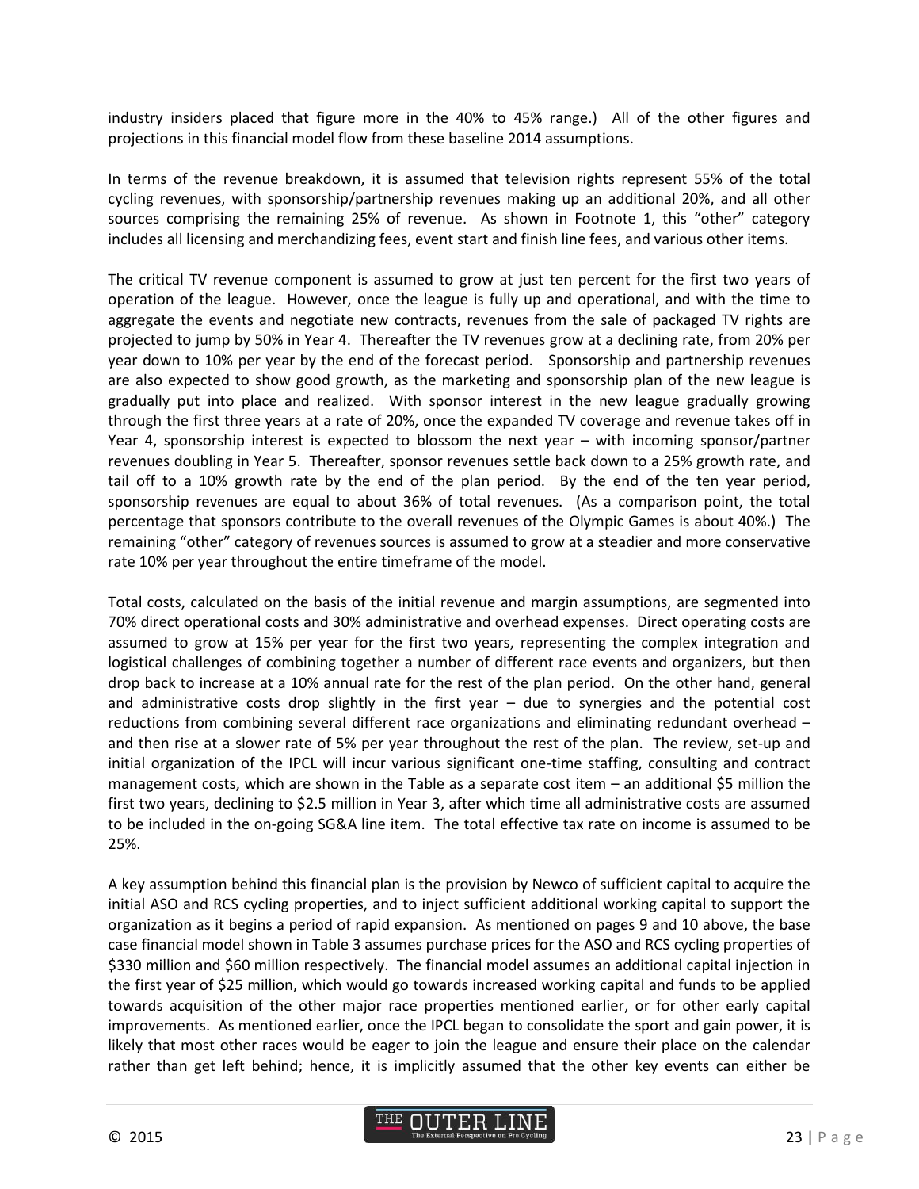industry insiders placed that figure more in the 40% to 45% range.) All of the other figures and projections in this financial model flow from these baseline 2014 assumptions.

In terms of the revenue breakdown, it is assumed that television rights represent 55% of the total cycling revenues, with sponsorship/partnership revenues making up an additional 20%, and all other sources comprising the remaining 25% of revenue. As shown in Footnote 1, this "other" category includes all licensing and merchandizing fees, event start and finish line fees, and various other items.

The critical TV revenue component is assumed to grow at just ten percent for the first two years of operation of the league. However, once the league is fully up and operational, and with the time to aggregate the events and negotiate new contracts, revenues from the sale of packaged TV rights are projected to jump by 50% in Year 4. Thereafter the TV revenues grow at a declining rate, from 20% per year down to 10% per year by the end of the forecast period. Sponsorship and partnership revenues are also expected to show good growth, as the marketing and sponsorship plan of the new league is gradually put into place and realized. With sponsor interest in the new league gradually growing through the first three years at a rate of 20%, once the expanded TV coverage and revenue takes off in Year 4, sponsorship interest is expected to blossom the next year – with incoming sponsor/partner revenues doubling in Year 5. Thereafter, sponsor revenues settle back down to a 25% growth rate, and tail off to a 10% growth rate by the end of the plan period. By the end of the ten year period, sponsorship revenues are equal to about 36% of total revenues. (As a comparison point, the total percentage that sponsors contribute to the overall revenues of the Olympic Games is about 40%.) The remaining "other" category of revenues sources is assumed to grow at a steadier and more conservative rate 10% per year throughout the entire timeframe of the model.

Total costs, calculated on the basis of the initial revenue and margin assumptions, are segmented into 70% direct operational costs and 30% administrative and overhead expenses. Direct operating costs are assumed to grow at 15% per year for the first two years, representing the complex integration and logistical challenges of combining together a number of different race events and organizers, but then drop back to increase at a 10% annual rate for the rest of the plan period. On the other hand, general and administrative costs drop slightly in the first year – due to synergies and the potential cost reductions from combining several different race organizations and eliminating redundant overhead – and then rise at a slower rate of 5% per year throughout the rest of the plan. The review, set-up and initial organization of the IPCL will incur various significant one-time staffing, consulting and contract management costs, which are shown in the Table as a separate cost item – an additional $5 million the first two years, declining to $2.5 million in Year 3, after which time all administrative costs are assumed to be included in the on-going SG&A line item. The total effective tax rate on income is assumed to be 25%.

A key assumption behind this financial plan is the provision by Newco of sufficient capital to acquire the initial ASO and RCS cycling properties, and to inject sufficient additional working capital to support the organization as it begins a period of rapid expansion. As mentioned on pages 9 and 10 above, the base case financial model shown in Table 3 assumes purchase prices for the ASO and RCS cycling properties of $330 million and $60 million respectively. The financial model assumes an additional capital injection in the first year of $25 million, which would go towards increased working capital and funds to be applied towards acquisition of the other major race properties mentioned earlier, or for other early capital improvements. As mentioned earlier, once the IPCL began to consolidate the sport and gain power, it is likely that most other races would be eager to join the league and ensure their place on the calendar rather than get left behind; hence, it is implicitly assumed that the other key events can either be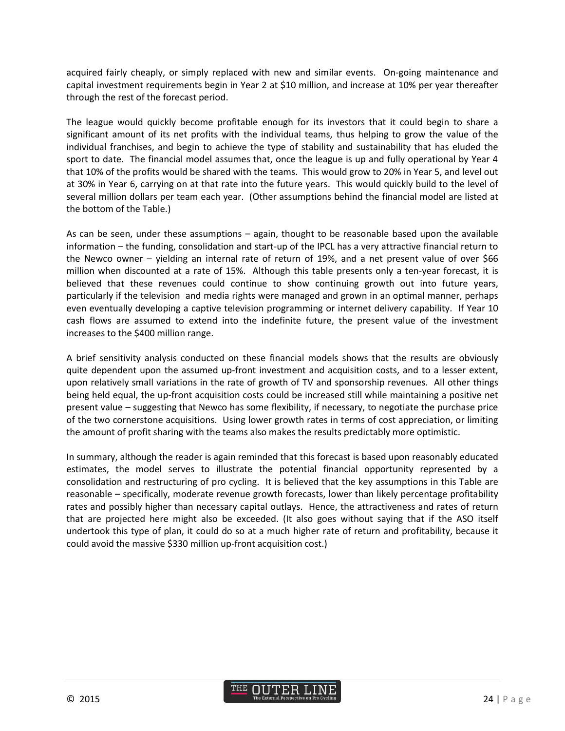acquired fairly cheaply, or simply replaced with new and similar events. On-going maintenance and capital investment requirements begin in Year 2 at $10 million, and increase at 10% per year thereafter through the rest of the forecast period.

The league would quickly become profitable enough for its investors that it could begin to share a significant amount of its net profits with the individual teams, thus helping to grow the value of the individual franchises, and begin to achieve the type of stability and sustainability that has eluded the sport to date. The financial model assumes that, once the league is up and fully operational by Year 4 that 10% of the profits would be shared with the teams. This would grow to 20% in Year 5, and level out at 30% in Year 6, carrying on at that rate into the future years. This would quickly build to the level of several million dollars per team each year. (Other assumptions behind the financial model are listed at the bottom of the Table.)

As can be seen, under these assumptions – again, thought to be reasonable based upon the available information – the funding, consolidation and start-up of the IPCL has a very attractive financial return to the Newco owner – yielding an internal rate of return of 19%, and a net present value of over $66 million when discounted at a rate of 15%. Although this table presents only a ten-year forecast, it is believed that these revenues could continue to show continuing growth out into future years, particularly if the television and media rights were managed and grown in an optimal manner, perhaps even eventually developing a captive television programming or internet delivery capability. If Year 10 cash flows are assumed to extend into the indefinite future, the present value of the investment increases to the $400 million range.

A brief sensitivity analysis conducted on these financial models shows that the results are obviously quite dependent upon the assumed up-front investment and acquisition costs, and to a lesser extent, upon relatively small variations in the rate of growth of TV and sponsorship revenues. All other things being held equal, the up-front acquisition costs could be increased still while maintaining a positive net present value – suggesting that Newco has some flexibility, if necessary, to negotiate the purchase price of the two cornerstone acquisitions. Using lower growth rates in terms of cost appreciation, or limiting the amount of profit sharing with the teams also makes the results predictably more optimistic.

In summary, although the reader is again reminded that this forecast is based upon reasonably educated estimates, the model serves to illustrate the potential financial opportunity represented by a consolidation and restructuring of pro cycling. It is believed that the key assumptions in this Table are reasonable – specifically, moderate revenue growth forecasts, lower than likely percentage profitability rates and possibly higher than necessary capital outlays. Hence, the attractiveness and rates of return that are projected here might also be exceeded. (It also goes without saying that if the ASO itself undertook this type of plan, it could do so at a much higher rate of return and profitability, because it could avoid the massive $330 million up-front acquisition cost.)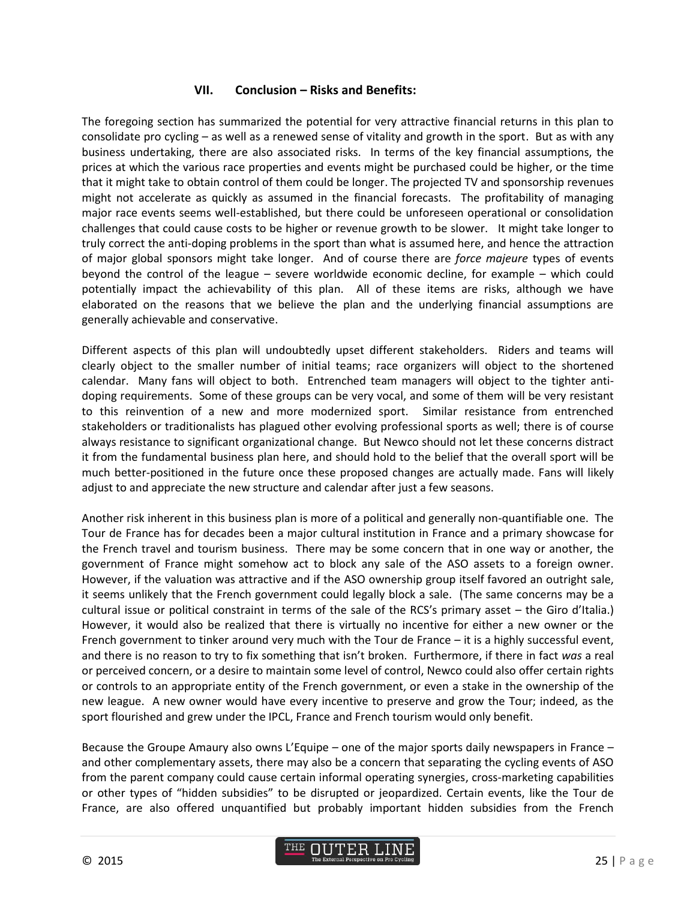## VII. Conclusion – Risks and Benefits:

The foregoing section has summarized the potential for very attractive financial returns in this plan to consolidate pro cycling – as well as a renewed sense of vitality and growth in the sport. But as with any business undertaking, there are also associated risks. In terms of the key financial assumptions, the prices at which the various race properties and events might be purchased could be higher, or the time that it might take to obtain control of them could be longer. The projected TV and sponsorship revenues might not accelerate as quickly as assumed in the financial forecasts. The profitability of managing major race events seems well-established, but there could be unforeseen operational or consolidation challenges that could cause costs to be higher or revenue growth to be slower. It might take longer to truly correct the anti-doping problems in the sport than what is assumed here, and hence the attraction of major global sponsors might take longer. And of course there are *force majeure* types of events beyond the control of the league – severe worldwide economic decline, for example – which could potentially impact the achievability of this plan. All of these items are risks, although we have elaborated on the reasons that we believe the plan and the underlying financial assumptions are generally achievable and conservative.

Different aspects of this plan will undoubtedly upset different stakeholders. Riders and teams will clearly object to the smaller number of initial teams; race organizers will object to the shortened calendar. Many fans will object to both. Entrenched team managers will object to the tighter anti-doping requirements. Some of these groups can be very vocal, and some of them will be very resistant to this reinvention of a new and more modernized sport. Similar resistance from entrenched stakeholders or traditionalists has plagued other evolving professional sports as well; there is of course always resistance to significant organizational change. But Newco should not let these concerns distract it from the fundamental business plan here, and should hold to the belief that the overall sport will be much better-positioned in the future once these proposed changes are actually made. Fans will likely adjust to and appreciate the new structure and calendar after just a few seasons.

Another risk inherent in this business plan is more of a political and generally non-quantifiable one. The Tour de France has for decades been a major cultural institution in France and a primary showcase for the French travel and tourism business. There may be some concern that in one way or another, the government of France might somehow act to block any sale of the ASO assets to a foreign owner. However, if the valuation was attractive and if the ASO ownership group itself favored an outright sale, it seems unlikely that the French government could legally block a sale. (The same concerns may be a cultural issue or political constraint in terms of the sale of the RCS's primary asset – the Giro d'Italia.) However, it would also be realized that there is virtually no incentive for either a new owner or the French government to tinker around very much with the Tour de France – it is a highly successful event, and there is no reason to try to fix something that isn't broken. Furthermore, if there in fact *was* a real or perceived concern, or a desire to maintain some level of control, Newco could also offer certain rights or controls to an appropriate entity of the French government, or even a stake in the ownership of the new league. A new owner would have every incentive to preserve and grow the Tour; indeed, as the sport flourished and grew under the IPCL, France and French tourism would only benefit.

Because the Groupe Amaury also owns L'Equipe – one of the major sports daily newspapers in France – and other complementary assets, there may also be a concern that separating the cycling events of ASO from the parent company could cause certain informal operating synergies, cross-marketing capabilities or other types of "hidden subsidies" to be disrupted or jeopardized. Certain events, like the Tour de France, are also offered unquantified but probably important hidden subsidies from the French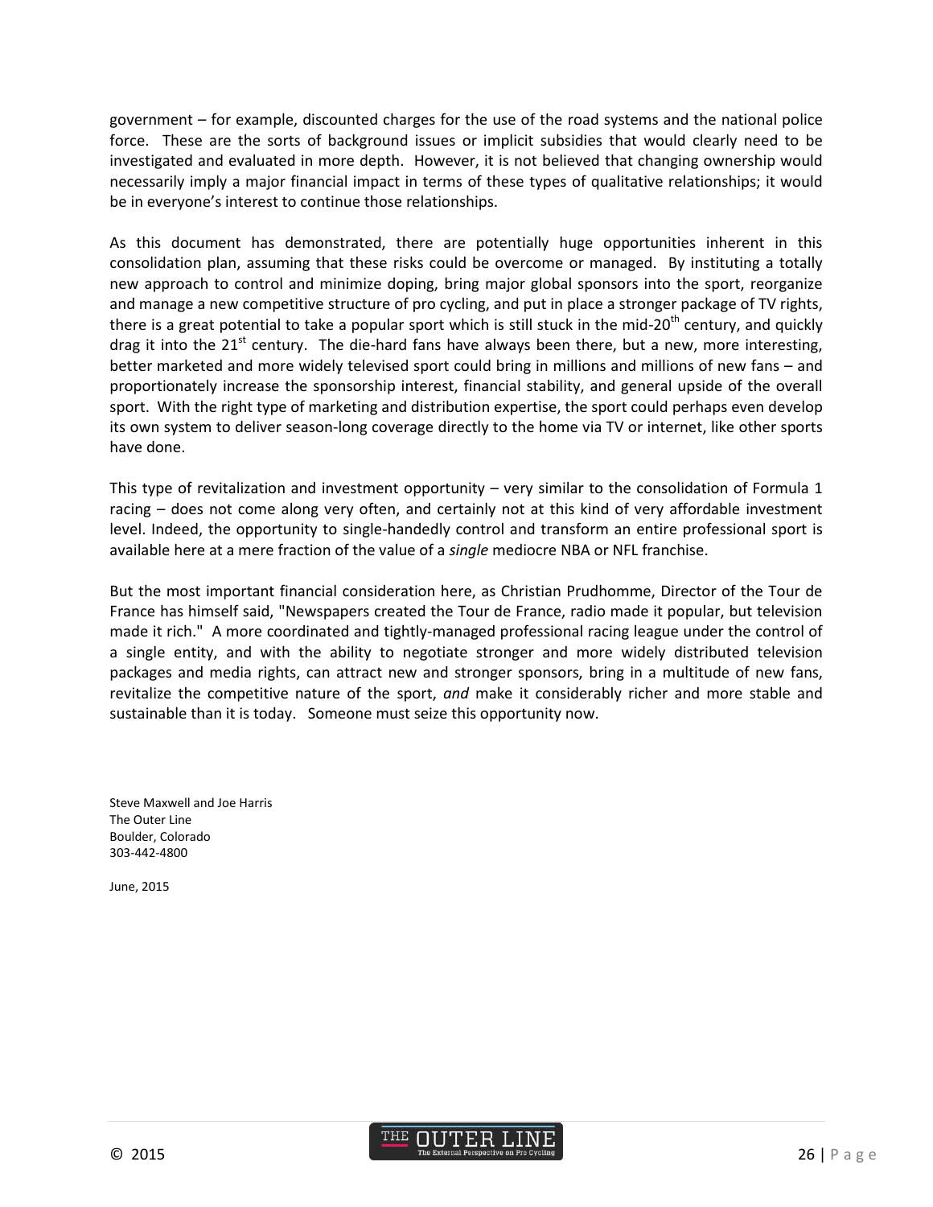government – for example, discounted charges for the use of the road systems and the national police force. These are the sorts of background issues or implicit subsidies that would clearly need to be investigated and evaluated in more depth. However, it is not believed that changing ownership would necessarily imply a major financial impact in terms of these types of qualitative relationships; it would be in everyone's interest to continue those relationships.

As this document has demonstrated, there are potentially huge opportunities inherent in this consolidation plan, assuming that these risks could be overcome or managed. By instituting a totally new approach to control and minimize doping, bring major global sponsors into the sport, reorganize and manage a new competitive structure of pro cycling, and put in place a stronger package of TV rights, there is a great potential to take a popular sport which is still stuck in the mid-20th century, and quickly drag it into the 21st century. The die-hard fans have always been there, but a new, more interesting, better marketed and more widely televised sport could bring in millions and millions of new fans – and proportionately increase the sponsorship interest, financial stability, and general upside of the overall sport. With the right type of marketing and distribution expertise, the sport could perhaps even develop its own system to deliver season-long coverage directly to the home via TV or internet, like other sports have done.

This type of revitalization and investment opportunity – very similar to the consolidation of Formula 1 racing – does not come along very often, and certainly not at this kind of very affordable investment level. Indeed, the opportunity to single-handedly control and transform an entire professional sport is available here at a mere fraction of the value of a *single* mediocre NBA or NFL franchise.

But the most important financial consideration here, as Christian Prudhomme, Director of the Tour de France has himself said, "Newspapers created the Tour de France, radio made it popular, but television made it rich." A more coordinated and tightly-managed professional racing league under the control of a single entity, and with the ability to negotiate stronger and more widely distributed television packages and media rights, can attract new and stronger sponsors, bring in a multitude of new fans, revitalize the competitive nature of the sport, *and* make it considerably richer and more stable and sustainable than it is today. Someone must seize this opportunity now.

Steve Maxwell and Joe Harris
The Outer Line
Boulder, Colorado
303-442-4800

June, 2015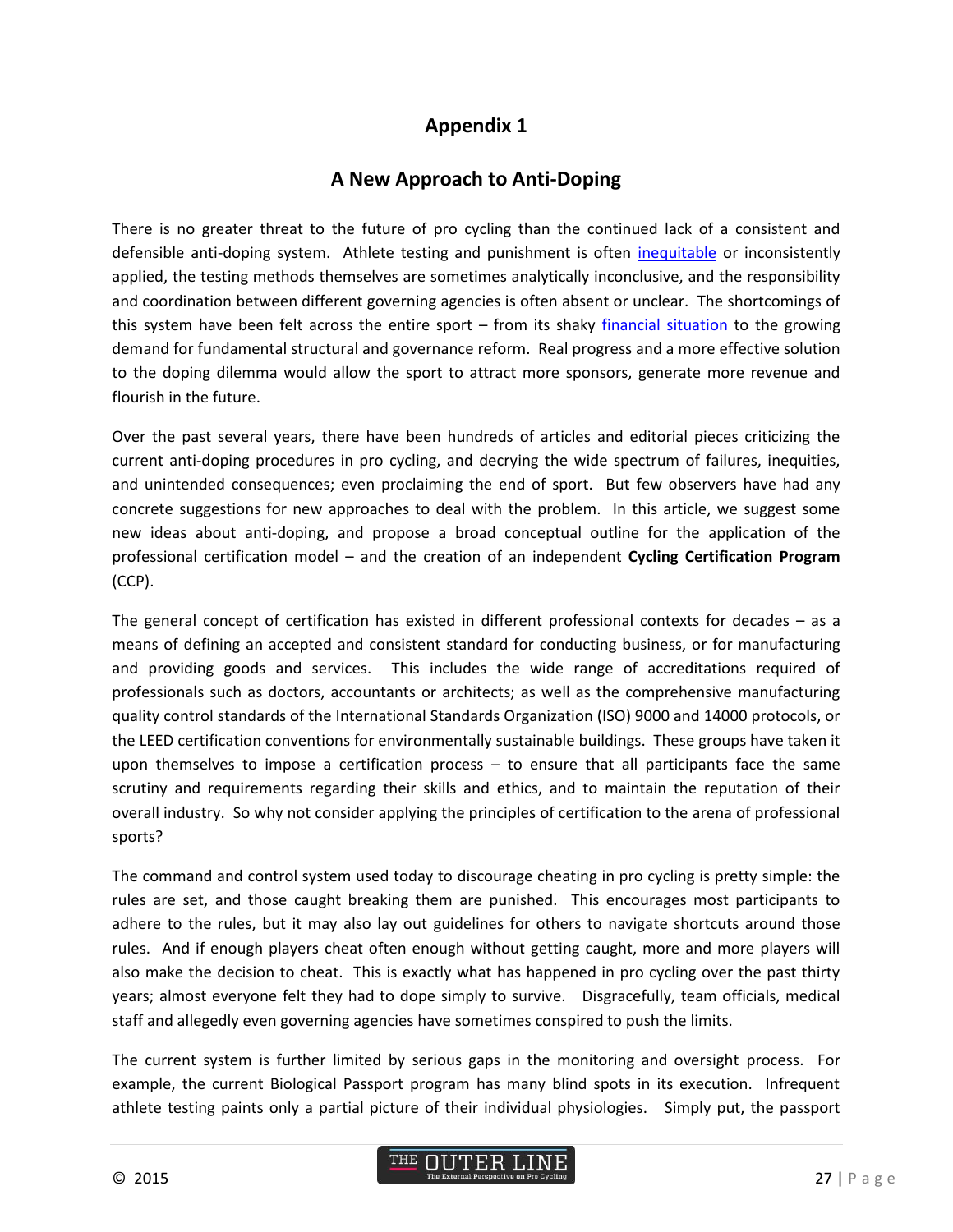# Appendix 1

## A New Approach to Anti-Doping

There is no greater threat to the future of pro cycling than the continued lack of a consistent and defensible anti-doping system. Athlete testing and punishment is often inequitable or inconsistently applied, the testing methods themselves are sometimes analytically inconclusive, and the responsibility and coordination between different governing agencies is often absent or unclear. The shortcomings of this system have been felt across the entire sport – from its shaky financial situation to the growing demand for fundamental structural and governance reform. Real progress and a more effective solution to the doping dilemma would allow the sport to attract more sponsors, generate more revenue and flourish in the future.

Over the past several years, there have been hundreds of articles and editorial pieces criticizing the current anti-doping procedures in pro cycling, and decrying the wide spectrum of failures, inequities, and unintended consequences; even proclaiming the end of sport. But few observers have had any concrete suggestions for new approaches to deal with the problem. In this article, we suggest some new ideas about anti-doping, and propose a broad conceptual outline for the application of the professional certification model – and the creation of an independent **Cycling Certification Program** (CCP).

The general concept of certification has existed in different professional contexts for decades – as a means of defining an accepted and consistent standard for conducting business, or for manufacturing and providing goods and services. This includes the wide range of accreditations required of professionals such as doctors, accountants or architects; as well as the comprehensive manufacturing quality control standards of the International Standards Organization (ISO) 9000 and 14000 protocols, or the LEED certification conventions for environmentally sustainable buildings. These groups have taken it upon themselves to impose a certification process – to ensure that all participants face the same scrutiny and requirements regarding their skills and ethics, and to maintain the reputation of their overall industry. So why not consider applying the principles of certification to the arena of professional sports?

The command and control system used today to discourage cheating in pro cycling is pretty simple: the rules are set, and those caught breaking them are punished. This encourages most participants to adhere to the rules, but it may also lay out guidelines for others to navigate shortcuts around those rules. And if enough players cheat often enough without getting caught, more and more players will also make the decision to cheat. This is exactly what has happened in pro cycling over the past thirty years; almost everyone felt they had to dope simply to survive. Disgracefully, team officials, medical staff and allegedly even governing agencies have sometimes conspired to push the limits.

The current system is further limited by serious gaps in the monitoring and oversight process. For example, the current Biological Passport program has many blind spots in its execution. Infrequent athlete testing paints only a partial picture of their individual physiologies. Simply put, the passport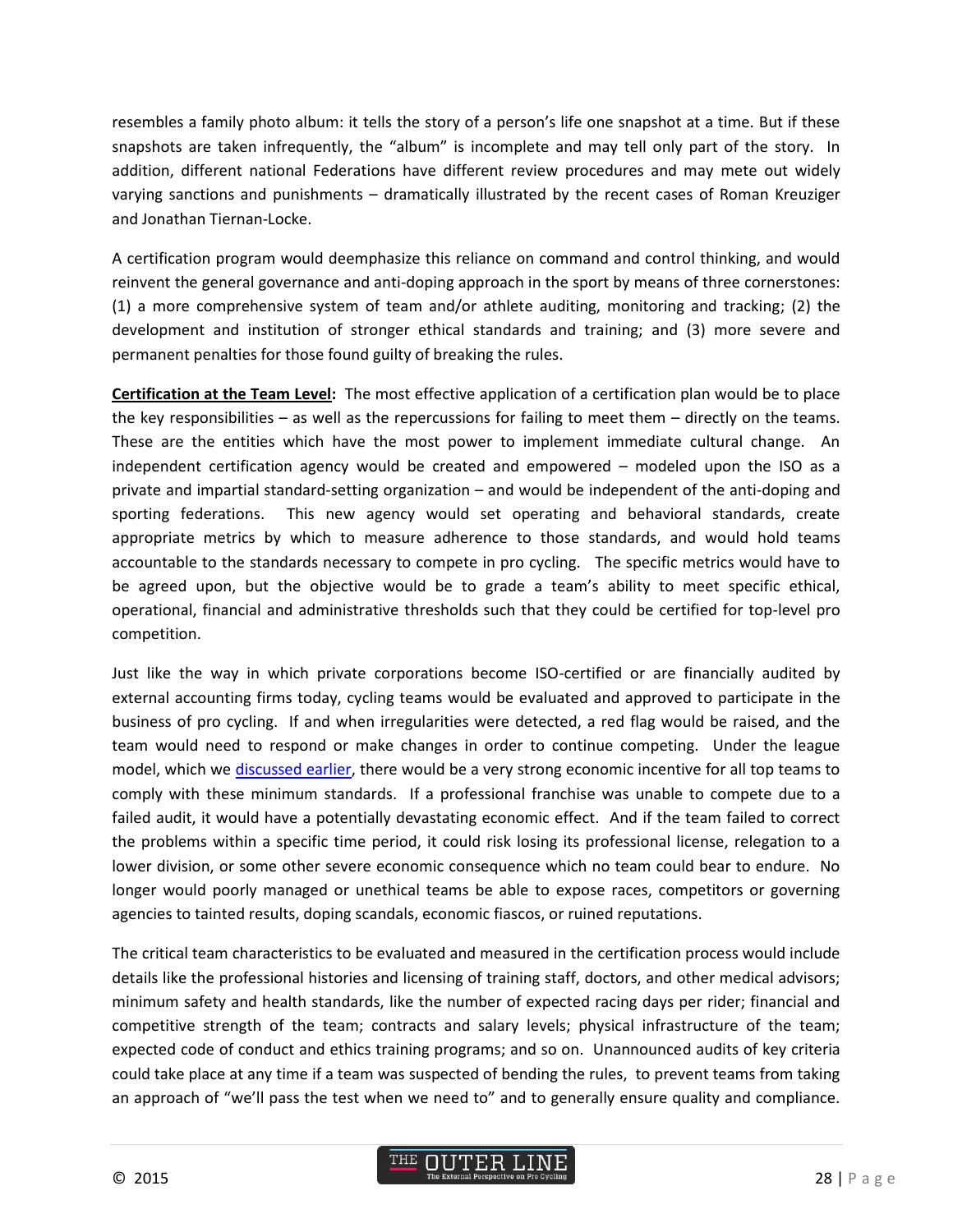resembles a family photo album: it tells the story of a person's life one snapshot at a time. But if these snapshots are taken infrequently, the "album" is incomplete and may tell only part of the story. In addition, different national Federations have different review procedures and may mete out widely varying sanctions and punishments – dramatically illustrated by the recent cases of Roman Kreuziger and Jonathan Tiernan-Locke.

A certification program would deemphasize this reliance on command and control thinking, and would reinvent the general governance and anti-doping approach in the sport by means of three cornerstones: (1) a more comprehensive system of team and/or athlete auditing, monitoring and tracking; (2) the development and institution of stronger ethical standards and training; and (3) more severe and permanent penalties for those found guilty of breaking the rules.

**Certification at the Team Level:** The most effective application of a certification plan would be to place the key responsibilities – as well as the repercussions for failing to meet them – directly on the teams. These are the entities which have the most power to implement immediate cultural change. An independent certification agency would be created and empowered – modeled upon the ISO as a private and impartial standard-setting organization – and would be independent of the anti-doping and sporting federations. This new agency would set operating and behavioral standards, create appropriate metrics by which to measure adherence to those standards, and would hold teams accountable to the standards necessary to compete in pro cycling. The specific metrics would have to be agreed upon, but the objective would be to grade a team's ability to meet specific ethical, operational, financial and administrative thresholds such that they could be certified for top-level pro competition.

Just like the way in which private corporations become ISO-certified or are financially audited by external accounting firms today, cycling teams would be evaluated and approved to participate in the business of pro cycling. If and when irregularities were detected, a red flag would be raised, and the team would need to respond or make changes in order to continue competing. Under the league model, which we discussed earlier, there would be a very strong economic incentive for all top teams to comply with these minimum standards. If a professional franchise was unable to compete due to a failed audit, it would have a potentially devastating economic effect. And if the team failed to correct the problems within a specific time period, it could risk losing its professional license, relegation to a lower division, or some other severe economic consequence which no team could bear to endure. No longer would poorly managed or unethical teams be able to expose races, competitors or governing agencies to tainted results, doping scandals, economic fiascos, or ruined reputations.

The critical team characteristics to be evaluated and measured in the certification process would include details like the professional histories and licensing of training staff, doctors, and other medical advisors; minimum safety and health standards, like the number of expected racing days per rider; financial and competitive strength of the team; contracts and salary levels; physical infrastructure of the team; expected code of conduct and ethics training programs; and so on. Unannounced audits of key criteria could take place at any time if a team was suspected of bending the rules, to prevent teams from taking an approach of "we'll pass the test when we need to" and to generally ensure quality and compliance.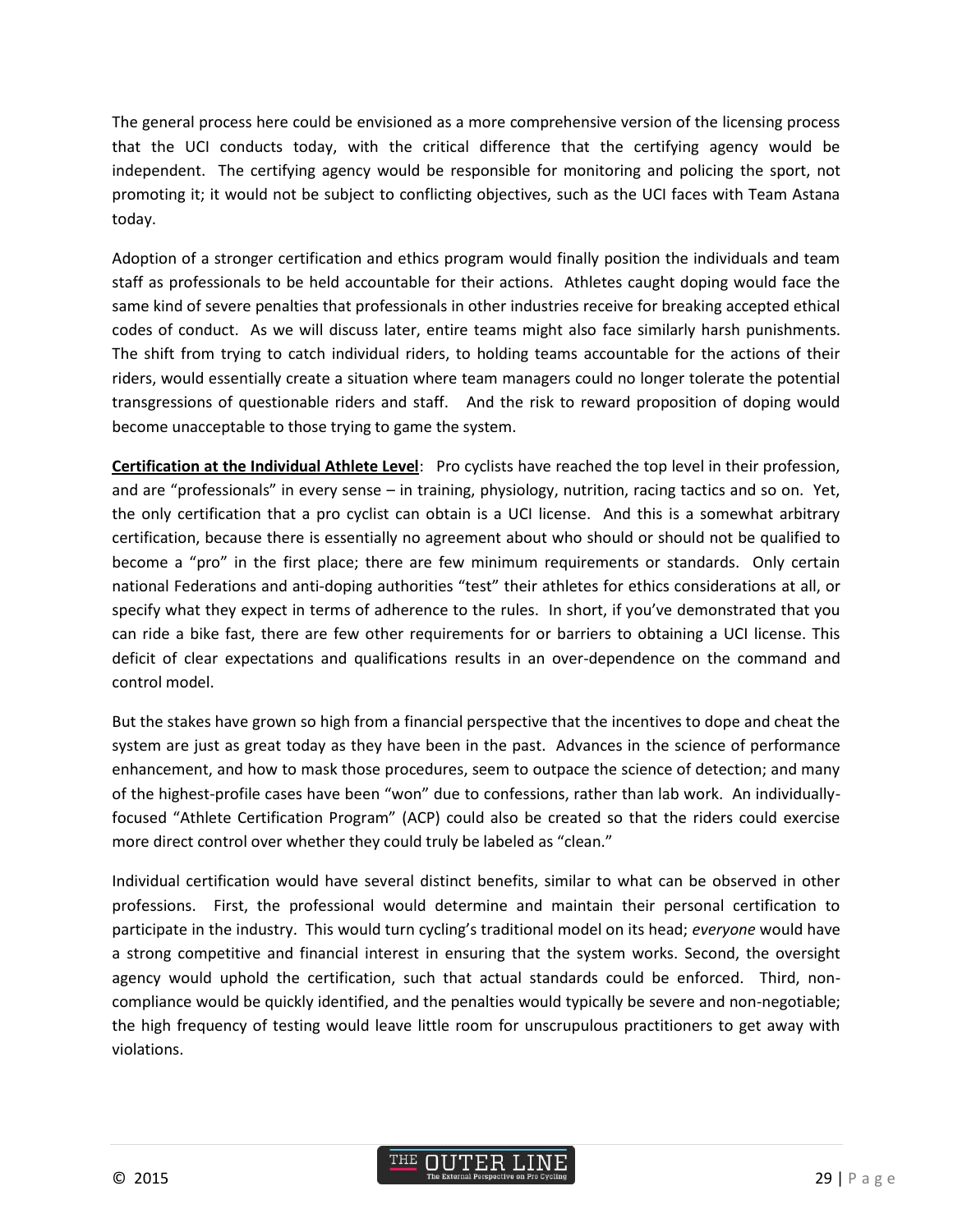The general process here could be envisioned as a more comprehensive version of the licensing process that the UCI conducts today, with the critical difference that the certifying agency would be independent. The certifying agency would be responsible for monitoring and policing the sport, not promoting it; it would not be subject to conflicting objectives, such as the UCI faces with Team Astana today.

Adoption of a stronger certification and ethics program would finally position the individuals and team staff as professionals to be held accountable for their actions. Athletes caught doping would face the same kind of severe penalties that professionals in other industries receive for breaking accepted ethical codes of conduct. As we will discuss later, entire teams might also face similarly harsh punishments. The shift from trying to catch individual riders, to holding teams accountable for the actions of their riders, would essentially create a situation where team managers could no longer tolerate the potential transgressions of questionable riders and staff. And the risk to reward proposition of doping would become unacceptable to those trying to game the system.

**Certification at the Individual Athlete Level**: Pro cyclists have reached the top level in their profession, and are "professionals" in every sense – in training, physiology, nutrition, racing tactics and so on. Yet, the only certification that a pro cyclist can obtain is a UCI license. And this is a somewhat arbitrary certification, because there is essentially no agreement about who should or should not be qualified to become a "pro" in the first place; there are few minimum requirements or standards. Only certain national Federations and anti-doping authorities "test" their athletes for ethics considerations at all, or specify what they expect in terms of adherence to the rules. In short, if you've demonstrated that you can ride a bike fast, there are few other requirements for or barriers to obtaining a UCI license. This deficit of clear expectations and qualifications results in an over-dependence on the command and control model.

But the stakes have grown so high from a financial perspective that the incentives to dope and cheat the system are just as great today as they have been in the past. Advances in the science of performance enhancement, and how to mask those procedures, seem to outpace the science of detection; and many of the highest-profile cases have been "won" due to confessions, rather than lab work. An individually-focused "Athlete Certification Program" (ACP) could also be created so that the riders could exercise more direct control over whether they could truly be labeled as "clean."

Individual certification would have several distinct benefits, similar to what can be observed in other professions. First, the professional would determine and maintain their personal certification to participate in the industry. This would turn cycling's traditional model on its head; *everyone* would have a strong competitive and financial interest in ensuring that the system works. Second, the oversight agency would uphold the certification, such that actual standards could be enforced. Third, non-compliance would be quickly identified, and the penalties would typically be severe and non-negotiable; the high frequency of testing would leave little room for unscrupulous practitioners to get away with violations.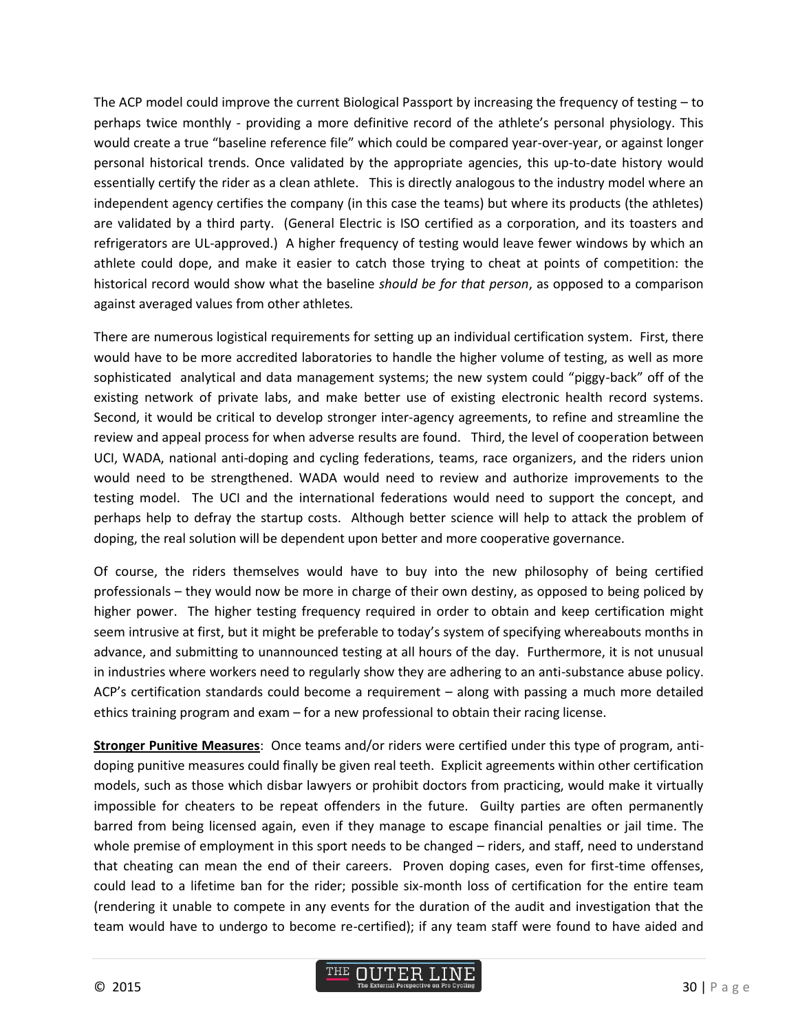The ACP model could improve the current Biological Passport by increasing the frequency of testing – to perhaps twice monthly - providing a more definitive record of the athlete's personal physiology. This would create a true "baseline reference file" which could be compared year-over-year, or against longer personal historical trends. Once validated by the appropriate agencies, this up-to-date history would essentially certify the rider as a clean athlete. This is directly analogous to the industry model where an independent agency certifies the company (in this case the teams) but where its products (the athletes) are validated by a third party. (General Electric is ISO certified as a corporation, and its toasters and refrigerators are UL-approved.) A higher frequency of testing would leave fewer windows by which an athlete could dope, and make it easier to catch those trying to cheat at points of competition: the historical record would show what the baseline *should be for that person*, as opposed to a comparison against averaged values from other athletes.

There are numerous logistical requirements for setting up an individual certification system. First, there would have to be more accredited laboratories to handle the higher volume of testing, as well as more sophisticated analytical and data management systems; the new system could "piggy-back" off of the existing network of private labs, and make better use of existing electronic health record systems. Second, it would be critical to develop stronger inter-agency agreements, to refine and streamline the review and appeal process for when adverse results are found. Third, the level of cooperation between UCI, WADA, national anti-doping and cycling federations, teams, race organizers, and the riders union would need to be strengthened. WADA would need to review and authorize improvements to the testing model. The UCI and the international federations would need to support the concept, and perhaps help to defray the startup costs. Although better science will help to attack the problem of doping, the real solution will be dependent upon better and more cooperative governance.

Of course, the riders themselves would have to buy into the new philosophy of being certified professionals – they would now be more in charge of their own destiny, as opposed to being policed by higher power. The higher testing frequency required in order to obtain and keep certification might seem intrusive at first, but it might be preferable to today's system of specifying whereabouts months in advance, and submitting to unannounced testing at all hours of the day. Furthermore, it is not unusual in industries where workers need to regularly show they are adhering to an anti-substance abuse policy. ACP's certification standards could become a requirement – along with passing a much more detailed ethics training program and exam – for a new professional to obtain their racing license.

**Stronger Punitive Measures**: Once teams and/or riders were certified under this type of program, anti-doping punitive measures could finally be given real teeth. Explicit agreements within other certification models, such as those which disbar lawyers or prohibit doctors from practicing, would make it virtually impossible for cheaters to be repeat offenders in the future. Guilty parties are often permanently barred from being licensed again, even if they manage to escape financial penalties or jail time. The whole premise of employment in this sport needs to be changed – riders, and staff, need to understand that cheating can mean the end of their careers. Proven doping cases, even for first-time offenses, could lead to a lifetime ban for the rider; possible six-month loss of certification for the entire team (rendering it unable to compete in any events for the duration of the audit and investigation that the team would have to undergo to become re-certified); if any team staff were found to have aided and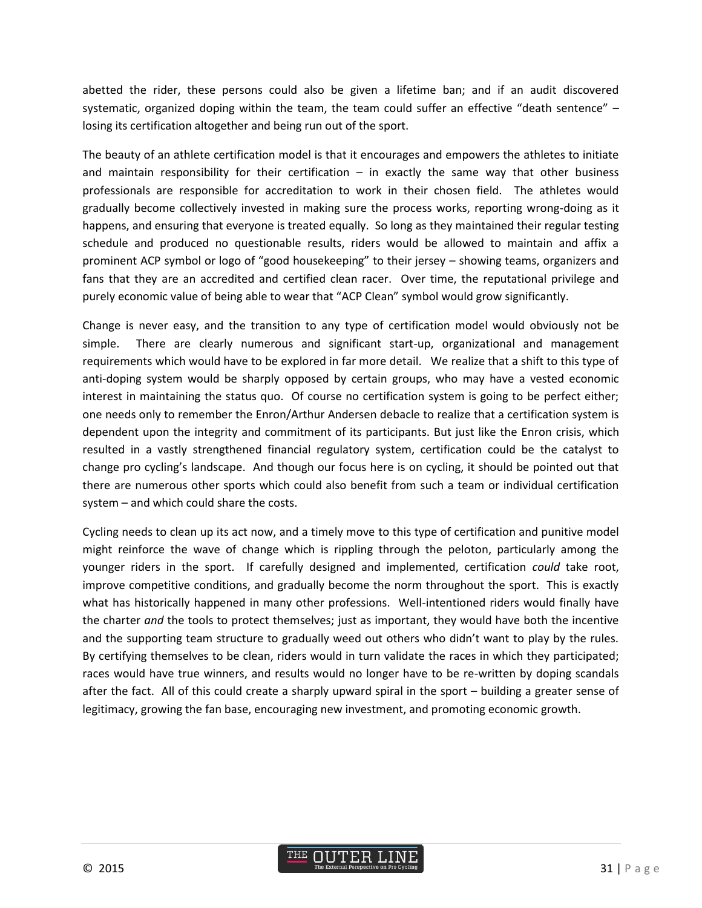abetted the rider, these persons could also be given a lifetime ban; and if an audit discovered systematic, organized doping within the team, the team could suffer an effective "death sentence" – losing its certification altogether and being run out of the sport.

The beauty of an athlete certification model is that it encourages and empowers the athletes to initiate and maintain responsibility for their certification – in exactly the same way that other business professionals are responsible for accreditation to work in their chosen field. The athletes would gradually become collectively invested in making sure the process works, reporting wrong-doing as it happens, and ensuring that everyone is treated equally. So long as they maintained their regular testing schedule and produced no questionable results, riders would be allowed to maintain and affix a prominent ACP symbol or logo of "good housekeeping" to their jersey – showing teams, organizers and fans that they are an accredited and certified clean racer. Over time, the reputational privilege and purely economic value of being able to wear that "ACP Clean" symbol would grow significantly.

Change is never easy, and the transition to any type of certification model would obviously not be simple. There are clearly numerous and significant start-up, organizational and management requirements which would have to be explored in far more detail. We realize that a shift to this type of anti-doping system would be sharply opposed by certain groups, who may have a vested economic interest in maintaining the status quo. Of course no certification system is going to be perfect either; one needs only to remember the Enron/Arthur Andersen debacle to realize that a certification system is dependent upon the integrity and commitment of its participants. But just like the Enron crisis, which resulted in a vastly strengthened financial regulatory system, certification could be the catalyst to change pro cycling's landscape. And though our focus here is on cycling, it should be pointed out that there are numerous other sports which could also benefit from such a team or individual certification system – and which could share the costs.

Cycling needs to clean up its act now, and a timely move to this type of certification and punitive model might reinforce the wave of change which is rippling through the peloton, particularly among the younger riders in the sport. If carefully designed and implemented, certification *could* take root, improve competitive conditions, and gradually become the norm throughout the sport. This is exactly what has historically happened in many other professions. Well-intentioned riders would finally have the charter *and* the tools to protect themselves; just as important, they would have both the incentive and the supporting team structure to gradually weed out others who didn't want to play by the rules. By certifying themselves to be clean, riders would in turn validate the races in which they participated; races would have true winners, and results would no longer have to be re-written by doping scandals after the fact. All of this could create a sharply upward spiral in the sport – building a greater sense of legitimacy, growing the fan base, encouraging new investment, and promoting economic growth.